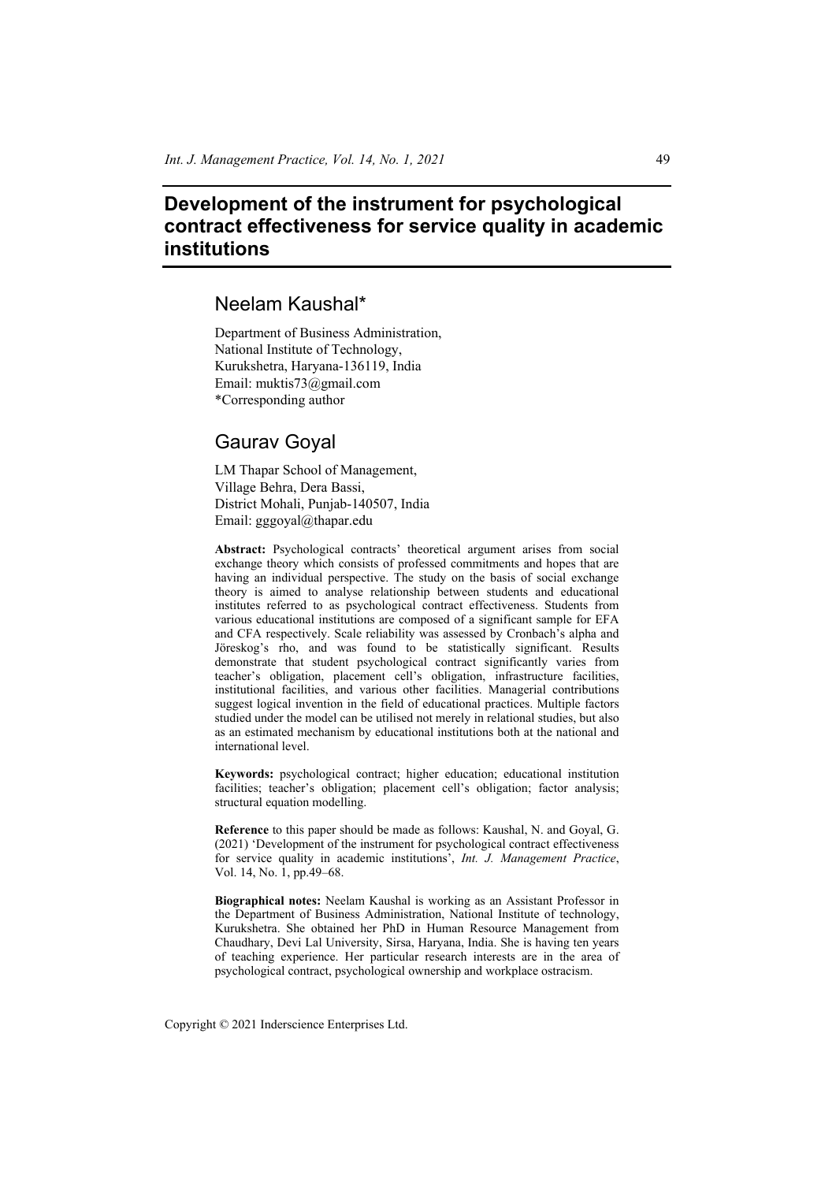# Development of the instrument for psychological contract effectiveness for service quality in academic institutions

## Neelam Kaushal*

Department of Business Administration,
National Institute of Technology,
Kurukshetra, Haryana-136119, India
Email: muktis73@gmail.com
*Corresponding author

## Gaurav Goyal

LM Thapar School of Management,
Village Behra, Dera Bassi,
District Mohali, Punjab-140507, India
Email: gggoyal@thapar.edu

**Abstract:** Psychological contracts' theoretical argument arises from social exchange theory which consists of professed commitments and hopes that are having an individual perspective. The study on the basis of social exchange theory is aimed to analyse relationship between students and educational institutes referred to as psychological contract effectiveness. Students from various educational institutions are composed of a significant sample for EFA and CFA respectively. Scale reliability was assessed by Cronbach's alpha and Jöreskog's rho, and was found to be statistically significant. Results demonstrate that student psychological contract significantly varies from teacher's obligation, placement cell's obligation, infrastructure facilities, institutional facilities, and various other facilities. Managerial contributions suggest logical invention in the field of educational practices. Multiple factors studied under the model can be utilised not merely in relational studies, but also as an estimated mechanism by educational institutions both at the national and international level.

**Keywords:** psychological contract; higher education; educational institution facilities; teacher's obligation; placement cell's obligation; factor analysis; structural equation modelling.

**Reference** to this paper should be made as follows: Kaushal, N. and Goyal, G. (2021) 'Development of the instrument for psychological contract effectiveness for service quality in academic institutions', *Int. J. Management Practice*, Vol. 14, No. 1, pp.49–68.

**Biographical notes:** Neelam Kaushal is working as an Assistant Professor in the Department of Business Administration, National Institute of technology, Kurukshetra. She obtained her PhD in Human Resource Management from Chaudhary, Devi Lal University, Sirsa, Haryana, India. She is having ten years of teaching experience. Her particular research interests are in the area of psychological contract, psychological ownership and workplace ostracism.

Copyright © 2021 Inderscience Enterprises Ltd.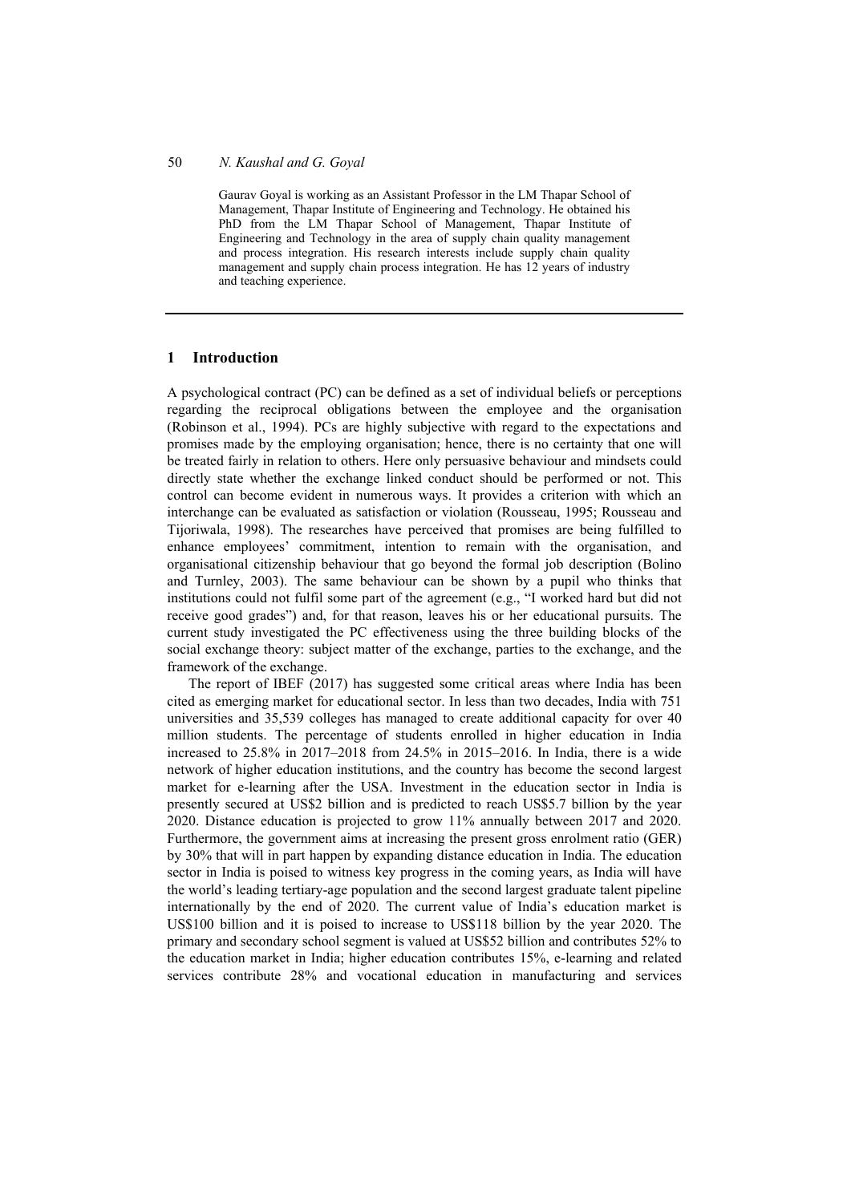Gaurav Goyal is working as an Assistant Professor in the LM Thapar School of Management, Thapar Institute of Engineering and Technology. He obtained his PhD from the LM Thapar School of Management, Thapar Institute of Engineering and Technology in the area of supply chain quality management and process integration. His research interests include supply chain quality management and supply chain process integration. He has 12 years of industry and teaching experience.

## 1 Introduction

A psychological contract (PC) can be defined as a set of individual beliefs or perceptions regarding the reciprocal obligations between the employee and the organisation (Robinson et al., 1994). PCs are highly subjective with regard to the expectations and promises made by the employing organisation; hence, there is no certainty that one will be treated fairly in relation to others. Here only persuasive behaviour and mindsets could directly state whether the exchange linked conduct should be performed or not. This control can become evident in numerous ways. It provides a criterion with which an interchange can be evaluated as satisfaction or violation (Rousseau, 1995; Rousseau and Tijoriwala, 1998). The researches have perceived that promises are being fulfilled to enhance employees' commitment, intention to remain with the organisation, and organisational citizenship behaviour that go beyond the formal job description (Bolino and Turnley, 2003). The same behaviour can be shown by a pupil who thinks that institutions could not fulfil some part of the agreement (e.g., "I worked hard but did not receive good grades") and, for that reason, leaves his or her educational pursuits. The current study investigated the PC effectiveness using the three building blocks of the social exchange theory: subject matter of the exchange, parties to the exchange, and the framework of the exchange.

The report of IBEF (2017) has suggested some critical areas where India has been cited as emerging market for educational sector. In less than two decades, India with 751 universities and 35,539 colleges has managed to create additional capacity for over 40 million students. The percentage of students enrolled in higher education in India increased to 25.8% in 2017–2018 from 24.5% in 2015–2016. In India, there is a wide network of higher education institutions, and the country has become the second largest market for e-learning after the USA. Investment in the education sector in India is presently secured at US$2 billion and is predicted to reach US$5.7 billion by the year 2020. Distance education is projected to grow 11% annually between 2017 and 2020. Furthermore, the government aims at increasing the present gross enrolment ratio (GER) by 30% that will in part happen by expanding distance education in India. The education sector in India is poised to witness key progress in the coming years, as India will have the world's leading tertiary-age population and the second largest graduate talent pipeline internationally by the end of 2020. The current value of India's education market is US$100 billion and it is poised to increase to US$118 billion by the year 2020. The primary and secondary school segment is valued at US$52 billion and contributes 52% to the education market in India; higher education contributes 15%, e-learning and related services contribute 28% and vocational education in manufacturing and services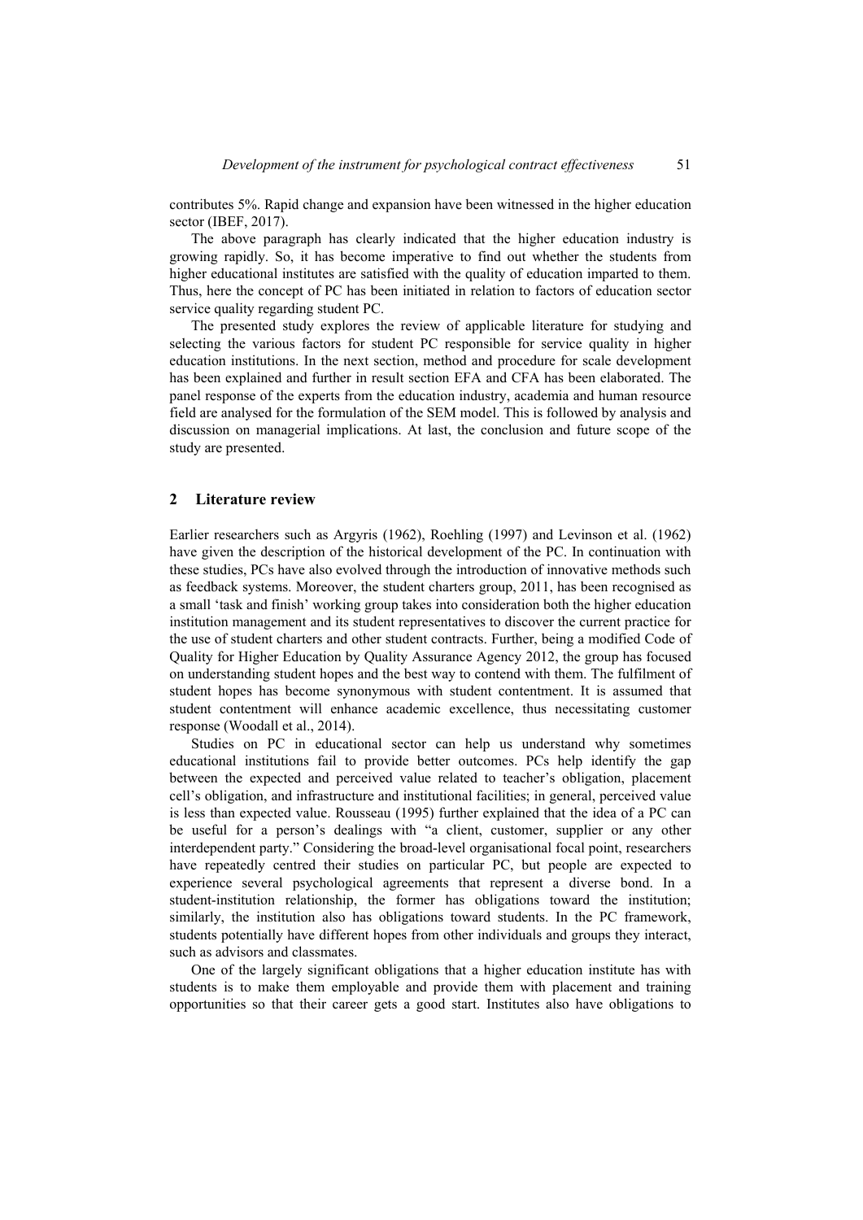contributes 5%. Rapid change and expansion have been witnessed in the higher education sector (IBEF, 2017).

The above paragraph has clearly indicated that the higher education industry is growing rapidly. So, it has become imperative to find out whether the students from higher educational institutes are satisfied with the quality of education imparted to them. Thus, here the concept of PC has been initiated in relation to factors of education sector service quality regarding student PC.

The presented study explores the review of applicable literature for studying and selecting the various factors for student PC responsible for service quality in higher education institutions. In the next section, method and procedure for scale development has been explained and further in result section EFA and CFA has been elaborated. The panel response of the experts from the education industry, academia and human resource field are analysed for the formulation of the SEM model. This is followed by analysis and discussion on managerial implications. At last, the conclusion and future scope of the study are presented.

## 2 Literature review

Earlier researchers such as Argyris (1962), Roehling (1997) and Levinson et al. (1962) have given the description of the historical development of the PC. In continuation with these studies, PCs have also evolved through the introduction of innovative methods such as feedback systems. Moreover, the student charters group, 2011, has been recognised as a small 'task and finish' working group takes into consideration both the higher education institution management and its student representatives to discover the current practice for the use of student charters and other student contracts. Further, being a modified Code of Quality for Higher Education by Quality Assurance Agency 2012, the group has focused on understanding student hopes and the best way to contend with them. The fulfilment of student hopes has become synonymous with student contentment. It is assumed that student contentment will enhance academic excellence, thus necessitating customer response (Woodall et al., 2014).

Studies on PC in educational sector can help us understand why sometimes educational institutions fail to provide better outcomes. PCs help identify the gap between the expected and perceived value related to teacher's obligation, placement cell's obligation, and infrastructure and institutional facilities; in general, perceived value is less than expected value. Rousseau (1995) further explained that the idea of a PC can be useful for a person's dealings with "a client, customer, supplier or any other interdependent party." Considering the broad-level organisational focal point, researchers have repeatedly centred their studies on particular PC, but people are expected to experience several psychological agreements that represent a diverse bond. In a student-institution relationship, the former has obligations toward the institution; similarly, the institution also has obligations toward students. In the PC framework, students potentially have different hopes from other individuals and groups they interact, such as advisors and classmates.

One of the largely significant obligations that a higher education institute has with students is to make them employable and provide them with placement and training opportunities so that their career gets a good start. Institutes also have obligations to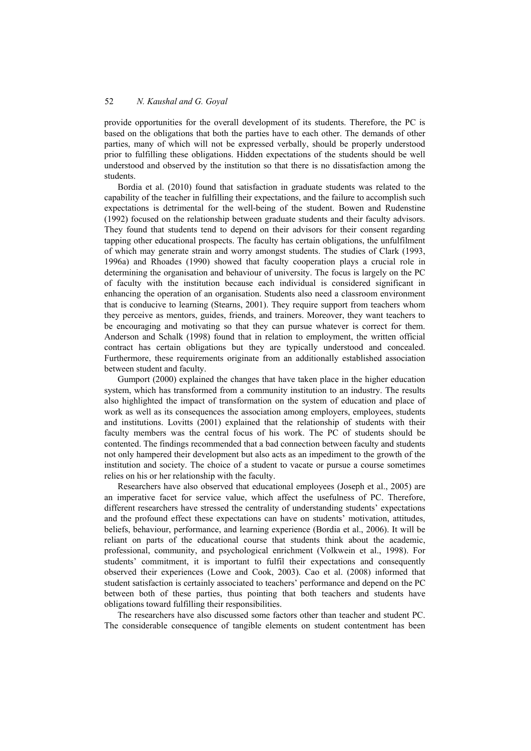provide opportunities for the overall development of its students. Therefore, the PC is based on the obligations that both the parties have to each other. The demands of other parties, many of which will not be expressed verbally, should be properly understood prior to fulfilling these obligations. Hidden expectations of the students should be well understood and observed by the institution so that there is no dissatisfaction among the students.

Bordia et al. (2010) found that satisfaction in graduate students was related to the capability of the teacher in fulfilling their expectations, and the failure to accomplish such expectations is detrimental for the well-being of the student. Bowen and Rudenstine (1992) focused on the relationship between graduate students and their faculty advisors. They found that students tend to depend on their advisors for their consent regarding tapping other educational prospects. The faculty has certain obligations, the unfulfilment of which may generate strain and worry amongst students. The studies of Clark (1993, 1996a) and Rhoades (1990) showed that faculty cooperation plays a crucial role in determining the organisation and behaviour of university. The focus is largely on the PC of faculty with the institution because each individual is considered significant in enhancing the operation of an organisation. Students also need a classroom environment that is conducive to learning (Stearns, 2001). They require support from teachers whom they perceive as mentors, guides, friends, and trainers. Moreover, they want teachers to be encouraging and motivating so that they can pursue whatever is correct for them. Anderson and Schalk (1998) found that in relation to employment, the written official contract has certain obligations but they are typically understood and concealed. Furthermore, these requirements originate from an additionally established association between student and faculty.

Gumport (2000) explained the changes that have taken place in the higher education system, which has transformed from a community institution to an industry. The results also highlighted the impact of transformation on the system of education and place of work as well as its consequences the association among employers, employees, students and institutions. Lovitts (2001) explained that the relationship of students with their faculty members was the central focus of his work. The PC of students should be contented. The findings recommended that a bad connection between faculty and students not only hampered their development but also acts as an impediment to the growth of the institution and society. The choice of a student to vacate or pursue a course sometimes relies on his or her relationship with the faculty.

Researchers have also observed that educational employees (Joseph et al., 2005) are an imperative facet for service value, which affect the usefulness of PC. Therefore, different researchers have stressed the centrality of understanding students' expectations and the profound effect these expectations can have on students' motivation, attitudes, beliefs, behaviour, performance, and learning experience (Bordia et al., 2006). It will be reliant on parts of the educational course that students think about the academic, professional, community, and psychological enrichment (Volkwein et al., 1998). For students' commitment, it is important to fulfil their expectations and consequently observed their experiences (Lowe and Cook, 2003). Cao et al. (2008) informed that student satisfaction is certainly associated to teachers' performance and depend on the PC between both of these parties, thus pointing that both teachers and students have obligations toward fulfilling their responsibilities.

The researchers have also discussed some factors other than teacher and student PC. The considerable consequence of tangible elements on student contentment has been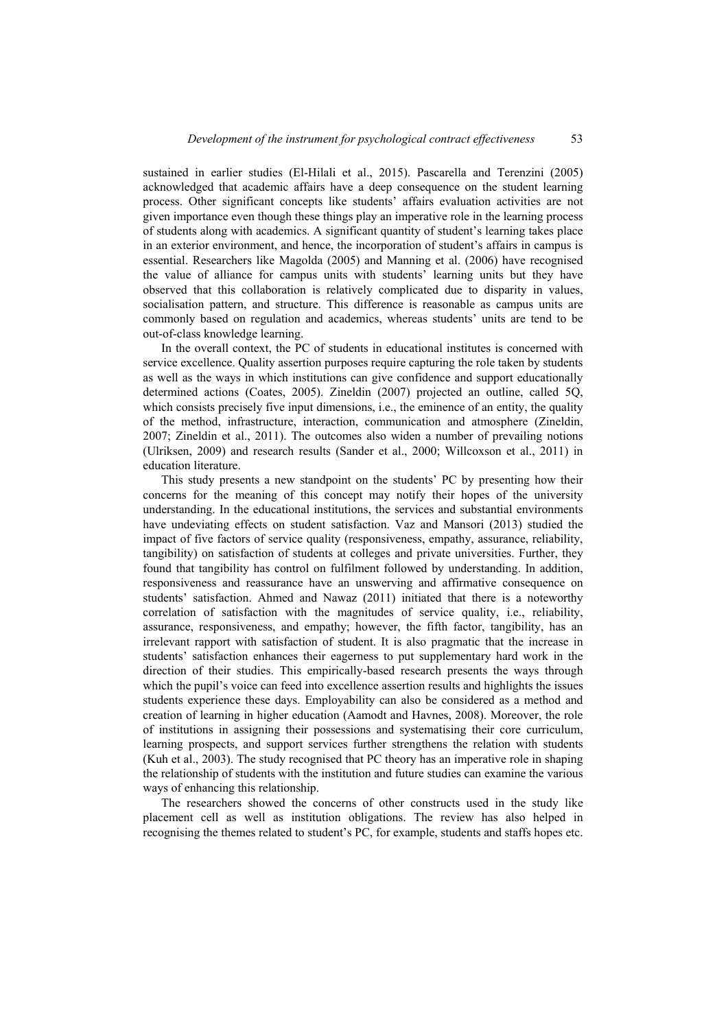sustained in earlier studies (El-Hilali et al., 2015). Pascarella and Terenzini (2005) acknowledged that academic affairs have a deep consequence on the student learning process. Other significant concepts like students' affairs evaluation activities are not given importance even though these things play an imperative role in the learning process of students along with academics. A significant quantity of student's learning takes place in an exterior environment, and hence, the incorporation of student's affairs in campus is essential. Researchers like Magolda (2005) and Manning et al. (2006) have recognised the value of alliance for campus units with students' learning units but they have observed that this collaboration is relatively complicated due to disparity in values, socialisation pattern, and structure. This difference is reasonable as campus units are commonly based on regulation and academics, whereas students' units are tend to be out-of-class knowledge learning.

In the overall context, the PC of students in educational institutes is concerned with service excellence. Quality assertion purposes require capturing the role taken by students as well as the ways in which institutions can give confidence and support educationally determined actions (Coates, 2005). Zineldin (2007) projected an outline, called 5Q, which consists precisely five input dimensions, i.e., the eminence of an entity, the quality of the method, infrastructure, interaction, communication and atmosphere (Zineldin, 2007; Zineldin et al., 2011). The outcomes also widen a number of prevailing notions (Ulriksen, 2009) and research results (Sander et al., 2000; Willcoxson et al., 2011) in education literature.

This study presents a new standpoint on the students' PC by presenting how their concerns for the meaning of this concept may notify their hopes of the university understanding. In the educational institutions, the services and substantial environments have undeviating effects on student satisfaction. Vaz and Mansori (2013) studied the impact of five factors of service quality (responsiveness, empathy, assurance, reliability, tangibility) on satisfaction of students at colleges and private universities. Further, they found that tangibility has control on fulfilment followed by understanding. In addition, responsiveness and reassurance have an unswerving and affirmative consequence on students' satisfaction. Ahmed and Nawaz (2011) initiated that there is a noteworthy correlation of satisfaction with the magnitudes of service quality, i.e., reliability, assurance, responsiveness, and empathy; however, the fifth factor, tangibility, has an irrelevant rapport with satisfaction of student. It is also pragmatic that the increase in students' satisfaction enhances their eagerness to put supplementary hard work in the direction of their studies. This empirically-based research presents the ways through which the pupil's voice can feed into excellence assertion results and highlights the issues students experience these days. Employability can also be considered as a method and creation of learning in higher education (Aamodt and Havnes, 2008). Moreover, the role of institutions in assigning their possessions and systematising their core curriculum, learning prospects, and support services further strengthens the relation with students (Kuh et al., 2003). The study recognised that PC theory has an imperative role in shaping the relationship of students with the institution and future studies can examine the various ways of enhancing this relationship.

The researchers showed the concerns of other constructs used in the study like placement cell as well as institution obligations. The review has also helped in recognising the themes related to student's PC, for example, students and staffs hopes etc.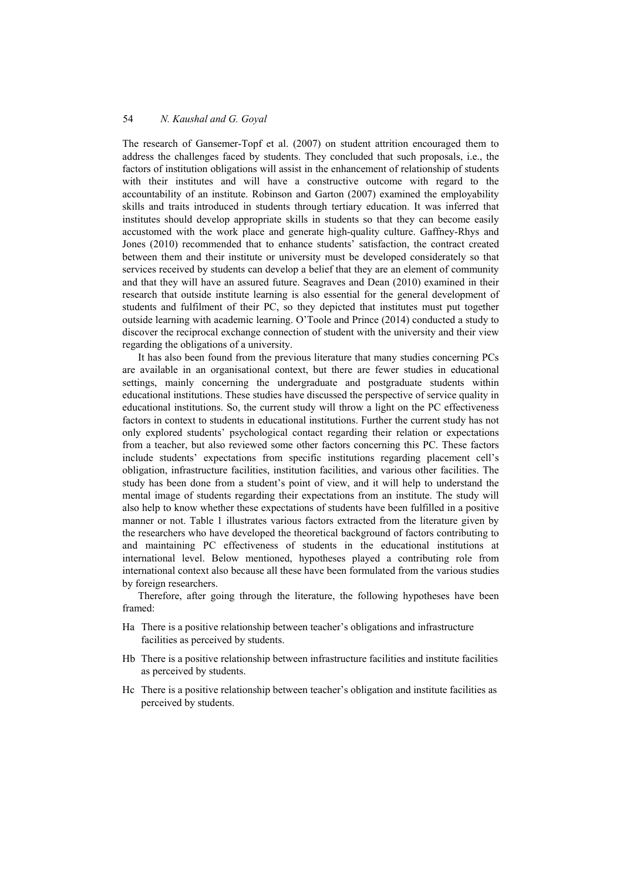The research of Gansemer-Topf et al. (2007) on student attrition encouraged them to address the challenges faced by students. They concluded that such proposals, i.e., the factors of institution obligations will assist in the enhancement of relationship of students with their institutes and will have a constructive outcome with regard to the accountability of an institute. Robinson and Garton (2007) examined the employability skills and traits introduced in students through tertiary education. It was inferred that institutes should develop appropriate skills in students so that they can become easily accustomed with the work place and generate high-quality culture. Gaffney-Rhys and Jones (2010) recommended that to enhance students' satisfaction, the contract created between them and their institute or university must be developed considerately so that services received by students can develop a belief that they are an element of community and that they will have an assured future. Seagraves and Dean (2010) examined in their research that outside institute learning is also essential for the general development of students and fulfilment of their PC, so they depicted that institutes must put together outside learning with academic learning. O'Toole and Prince (2014) conducted a study to discover the reciprocal exchange connection of student with the university and their view regarding the obligations of a university.

It has also been found from the previous literature that many studies concerning PCs are available in an organisational context, but there are fewer studies in educational settings, mainly concerning the undergraduate and postgraduate students within educational institutions. These studies have discussed the perspective of service quality in educational institutions. So, the current study will throw a light on the PC effectiveness factors in context to students in educational institutions. Further the current study has not only explored students' psychological contact regarding their relation or expectations from a teacher, but also reviewed some other factors concerning this PC. These factors include students' expectations from specific institutions regarding placement cell's obligation, infrastructure facilities, institution facilities, and various other facilities. The study has been done from a student's point of view, and it will help to understand the mental image of students regarding their expectations from an institute. The study will also help to know whether these expectations of students have been fulfilled in a positive manner or not. Table 1 illustrates various factors extracted from the literature given by the researchers who have developed the theoretical background of factors contributing to and maintaining PC effectiveness of students in the educational institutions at international level. Below mentioned, hypotheses played a contributing role from international context also because all these have been formulated from the various studies by foreign researchers.

Therefore, after going through the literature, the following hypotheses have been framed:

- Ha There is a positive relationship between teacher's obligations and infrastructure facilities as perceived by students.
- Hb There is a positive relationship between infrastructure facilities and institute facilities as perceived by students.
- Hc There is a positive relationship between teacher's obligation and institute facilities as perceived by students.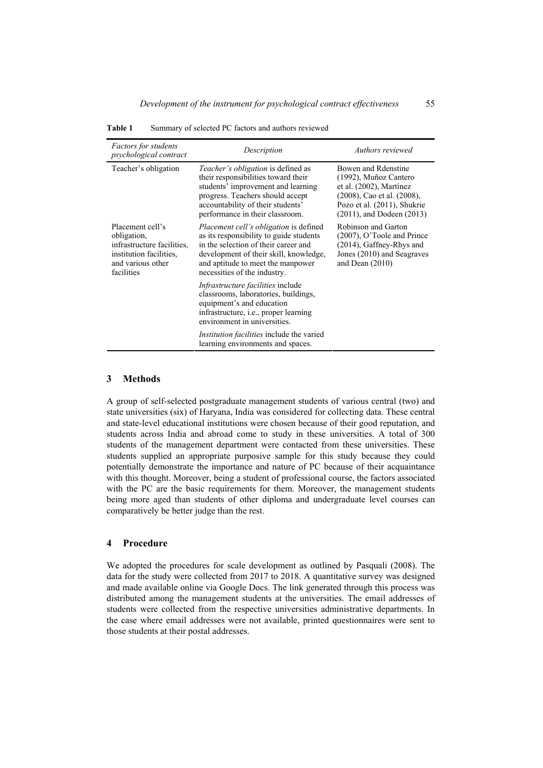**Table 1** Summary of selected PC factors and authors reviewed

| *Factors for students psychological contract* | *Description* | *Authors reviewed* |
|---|---|---|
| Teacher's obligation | *Teacher's obligation* is defined as their responsibilities toward their students' improvement and learning progress. Teachers should accept accountability of their students' performance in their classroom. | Bowen and Rdenstine (1992), Muñoz Cantero et al. (2002), Martínez (2008), Cao et al. (2008), Pozo et al. (2011), Shukrie (2011), and Dodeen (2013) |
| Placement cell's obligation, infrastructure facilities, institution facilities, and various other facilities | *Placement cell's obligation* is defined as its responsibility to guide students in the selection of their career and development of their skill, knowledge, and aptitude to meet the manpower necessities of the industry. | Robinson and Garton (2007), O'Toole and Prince (2014), Gaffney-Rhys and Jones (2010) and Seagraves and Dean (2010) |
| | *Infrastructure facilities* include classrooms, laboratories, buildings, equipment's and education infrastructure, i.e., proper learning environment in universities. | |
| | *Institution facilities* include the varied learning environments and spaces. | |

## 3 Methods

A group of self-selected postgraduate management students of various central (two) and state universities (six) of Haryana, India was considered for collecting data. These central and state-level educational institutions were chosen because of their good reputation, and students across India and abroad come to study in these universities. A total of 300 students of the management department were contacted from these universities. These students supplied an appropriate purposive sample for this study because they could potentially demonstrate the importance and nature of PC because of their acquaintance with this thought. Moreover, being a student of professional course, the factors associated with the PC are the basic requirements for them. Moreover, the management students being more aged than students of other diploma and undergraduate level courses can comparatively be better judge than the rest.

## 4 Procedure

We adopted the procedures for scale development as outlined by Pasquali (2008). The data for the study were collected from 2017 to 2018. A quantitative survey was designed and made available online via Google Docs. The link generated through this process was distributed among the management students at the universities. The email addresses of students were collected from the respective universities administrative departments. In the case where email addresses were not available, printed questionnaires were sent to those students at their postal addresses.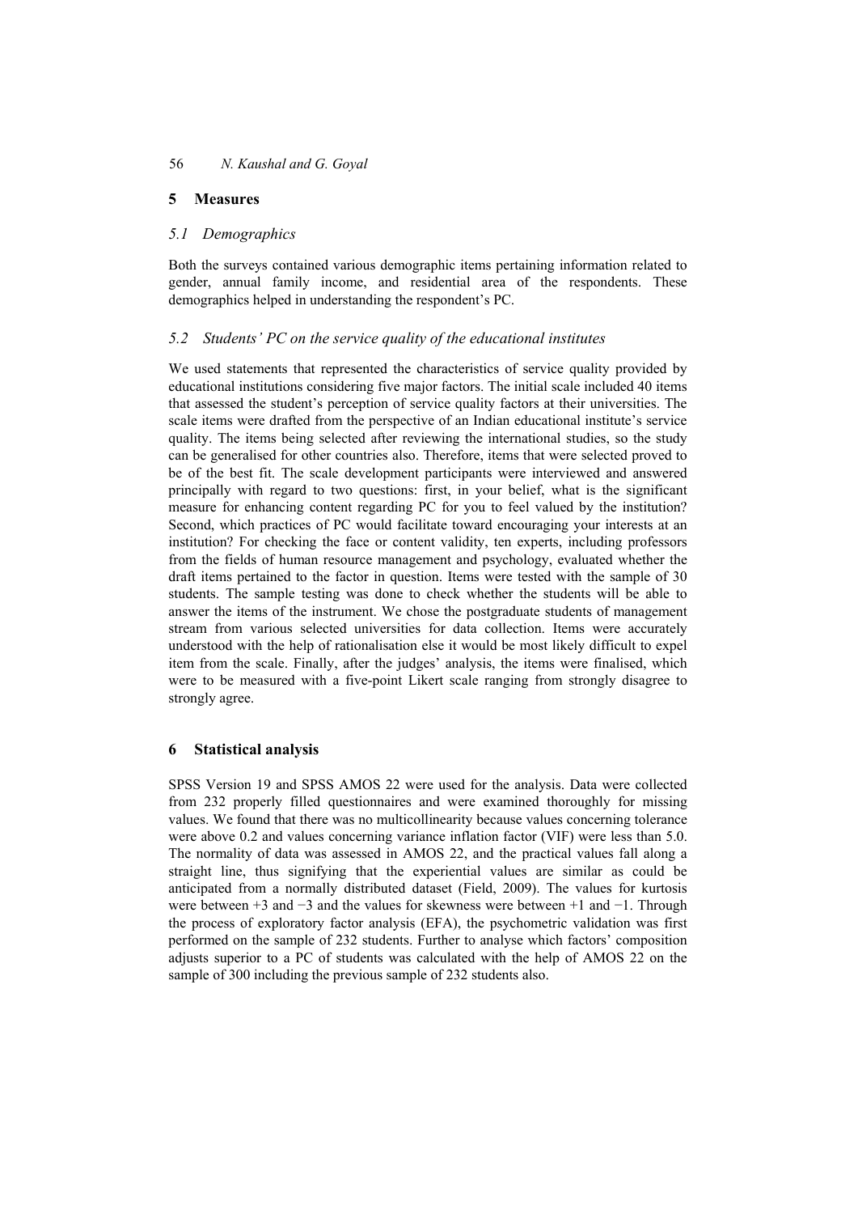## 5 Measures

### 5.1 Demographics

Both the surveys contained various demographic items pertaining information related to gender, annual family income, and residential area of the respondents. These demographics helped in understanding the respondent's PC.

### 5.2 Students' PC on the service quality of the educational institutes

We used statements that represented the characteristics of service quality provided by educational institutions considering five major factors. The initial scale included 40 items that assessed the student's perception of service quality factors at their universities. The scale items were drafted from the perspective of an Indian educational institute's service quality. The items being selected after reviewing the international studies, so the study can be generalised for other countries also. Therefore, items that were selected proved to be of the best fit. The scale development participants were interviewed and answered principally with regard to two questions: first, in your belief, what is the significant measure for enhancing content regarding PC for you to feel valued by the institution? Second, which practices of PC would facilitate toward encouraging your interests at an institution? For checking the face or content validity, ten experts, including professors from the fields of human resource management and psychology, evaluated whether the draft items pertained to the factor in question. Items were tested with the sample of 30 students. The sample testing was done to check whether the students will be able to answer the items of the instrument. We chose the postgraduate students of management stream from various selected universities for data collection. Items were accurately understood with the help of rationalisation else it would be most likely difficult to expel item from the scale. Finally, after the judges' analysis, the items were finalised, which were to be measured with a five-point Likert scale ranging from strongly disagree to strongly agree.

## 6 Statistical analysis

SPSS Version 19 and SPSS AMOS 22 were used for the analysis. Data were collected from 232 properly filled questionnaires and were examined thoroughly for missing values. We found that there was no multicollinearity because values concerning tolerance were above 0.2 and values concerning variance inflation factor (VIF) were less than 5.0. The normality of data was assessed in AMOS 22, and the practical values fall along a straight line, thus signifying that the experiential values are similar as could be anticipated from a normally distributed dataset (Field, 2009). The values for kurtosis were between +3 and −3 and the values for skewness were between +1 and −1. Through the process of exploratory factor analysis (EFA), the psychometric validation was first performed on the sample of 232 students. Further to analyse which factors' composition adjusts superior to a PC of students was calculated with the help of AMOS 22 on the sample of 300 including the previous sample of 232 students also.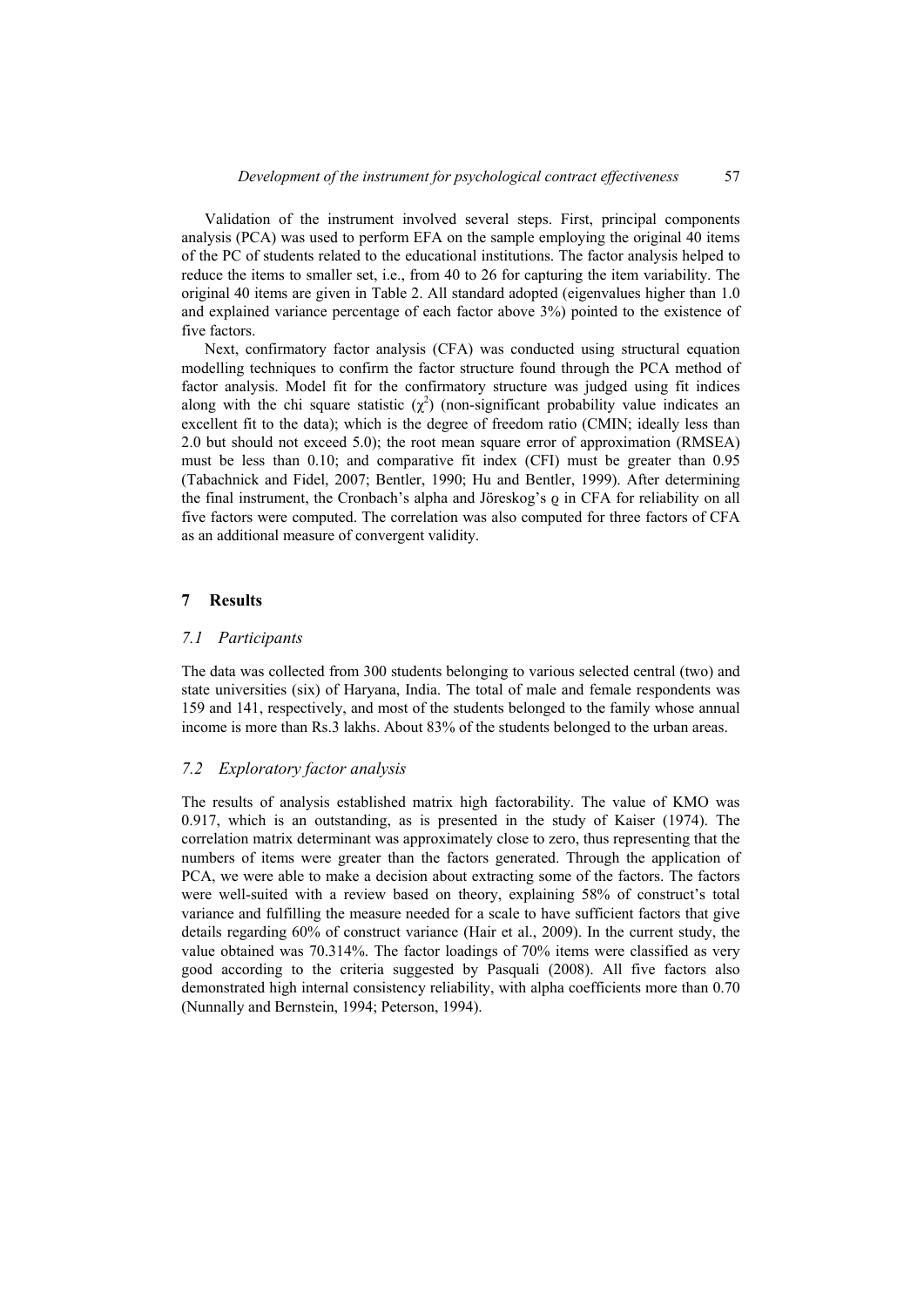Validation of the instrument involved several steps. First, principal components analysis (PCA) was used to perform EFA on the sample employing the original 40 items of the PC of students related to the educational institutions. The factor analysis helped to reduce the items to smaller set, i.e., from 40 to 26 for capturing the item variability. The original 40 items are given in Table 2. All standard adopted (eigenvalues higher than 1.0 and explained variance percentage of each factor above 3%) pointed to the existence of five factors.

Next, confirmatory factor analysis (CFA) was conducted using structural equation modelling techniques to confirm the factor structure found through the PCA method of factor analysis. Model fit for the confirmatory structure was judged using fit indices along with the chi square statistic ($\chi^2$) (non-significant probability value indicates an excellent fit to the data); which is the degree of freedom ratio (CMIN; ideally less than 2.0 but should not exceed 5.0); the root mean square error of approximation (RMSEA) must be less than 0.10; and comparative fit index (CFI) must be greater than 0.95 (Tabachnick and Fidel, 2007; Bentler, 1990; Hu and Bentler, 1999). After determining the final instrument, the Cronbach's alpha and Jöreskog's ϱ in CFA for reliability on all five factors were computed. The correlation was also computed for three factors of CFA as an additional measure of convergent validity.

## 7 Results

### 7.1 Participants

The data was collected from 300 students belonging to various selected central (two) and state universities (six) of Haryana, India. The total of male and female respondents was 159 and 141, respectively, and most of the students belonged to the family whose annual income is more than Rs.3 lakhs. About 83% of the students belonged to the urban areas.

### 7.2 Exploratory factor analysis

The results of analysis established matrix high factorability. The value of KMO was 0.917, which is an outstanding, as is presented in the study of Kaiser (1974). The correlation matrix determinant was approximately close to zero, thus representing that the numbers of items were greater than the factors generated. Through the application of PCA, we were able to make a decision about extracting some of the factors. The factors were well-suited with a review based on theory, explaining 58% of construct's total variance and fulfilling the measure needed for a scale to have sufficient factors that give details regarding 60% of construct variance (Hair et al., 2009). In the current study, the value obtained was 70.314%. The factor loadings of 70% items were classified as very good according to the criteria suggested by Pasquali (2008). All five factors also demonstrated high internal consistency reliability, with alpha coefficients more than 0.70 (Nunnally and Bernstein, 1994; Peterson, 1994).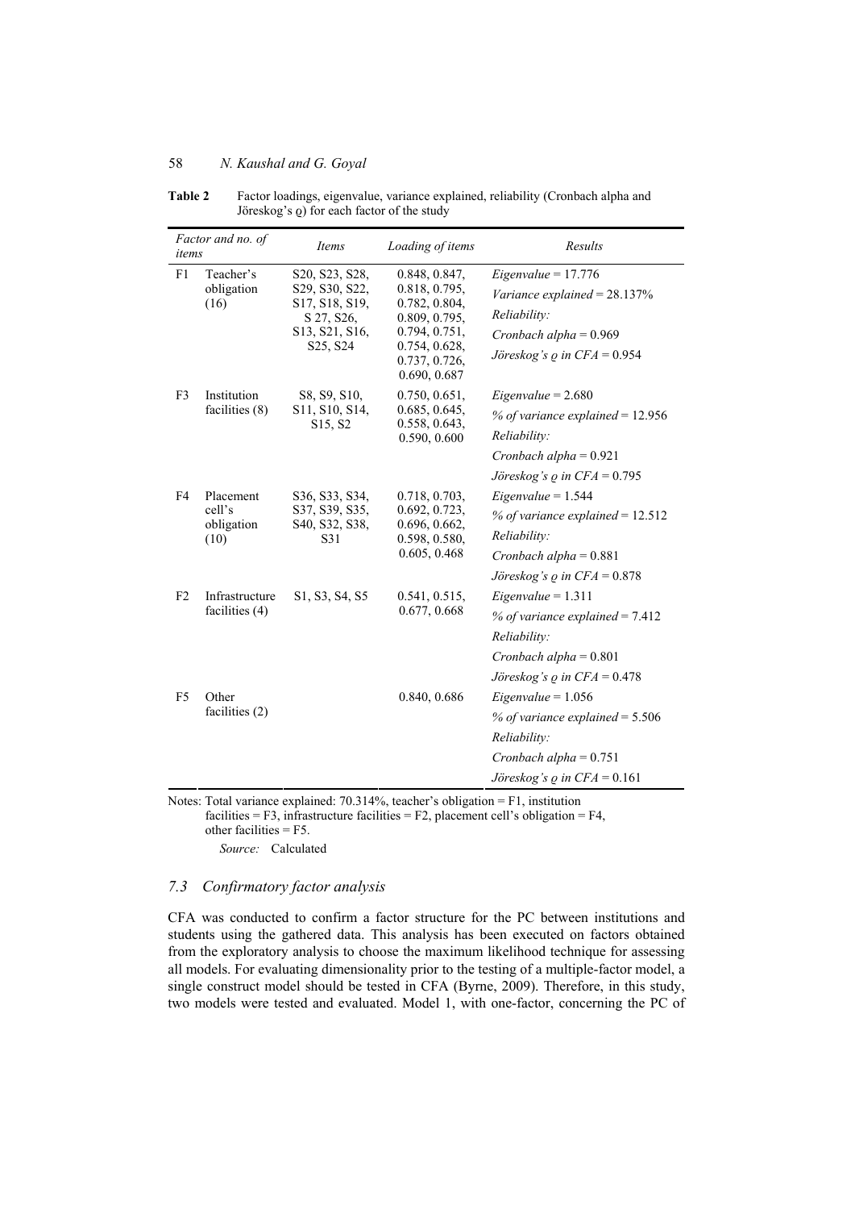**Table 2** Factor loadings, eigenvalue, variance explained, reliability (Cronbach alpha and Jöreskog's ϱ) for each factor of the study

| *Factor and no. of items* | | *Items* | *Loading of items* | *Results* |
|---|---|---|---|---|
| F1 | Teacher's obligation (16) | S20, S23, S28, S29, S30, S22, S17, S18, S19, S 27, S26, S13, S21, S16, S25, S24 | 0.848, 0.847, 0.818, 0.795, 0.782, 0.804, 0.809, 0.795, 0.794, 0.751, 0.754, 0.628, 0.737, 0.726, 0.690, 0.687 | *Eigenvalue* = 17.776<br>*Variance explained* = 28.137%<br>*Reliability:*<br>*Cronbach alpha* = 0.969<br>*Jöreskog's ϱ in CFA* = 0.954 |
| F3 | Institution facilities (8) | S8, S9, S10, S11, S10, S14, S15, S2 | 0.750, 0.651, 0.685, 0.645, 0.558, 0.643, 0.590, 0.600 | *Eigenvalue* = 2.680<br>*% of variance explained* = 12.956<br>*Reliability:*<br>*Cronbach alpha* = 0.921<br>*Jöreskog's ϱ in CFA* = 0.795 |
| F4 | Placement cell's obligation (10) | S36, S33, S34, S37, S39, S35, S40, S32, S38, S31 | 0.718, 0.703, 0.692, 0.723, 0.696, 0.662, 0.598, 0.580, 0.605, 0.468 | *Eigenvalue* = 1.544<br>*% of variance explained* = 12.512<br>*Reliability:*<br>*Cronbach alpha* = 0.881<br>*Jöreskog's ϱ in CFA* = 0.878 |
| F2 | Infrastructure facilities (4) | S1, S3, S4, S5 | 0.541, 0.515, 0.677, 0.668 | *Eigenvalue* = 1.311<br>*% of variance explained* = 7.412<br>*Reliability:*<br>*Cronbach alpha* = 0.801<br>*Jöreskog's ϱ in CFA* = 0.478 |
| F5 | Other facilities (2) | | 0.840, 0.686 | *Eigenvalue* = 1.056<br>*% of variance explained* = 5.506<br>*Reliability:*<br>*Cronbach alpha* = 0.751<br>*Jöreskog's ϱ in CFA* = 0.161 |

Notes: Total variance explained: 70.314%, teacher's obligation = F1, institution facilities = F3, infrastructure facilities = F2, placement cell's obligation = F4, other facilities = F5.

*Source:* Calculated

### 7.3 Confirmatory factor analysis

CFA was conducted to confirm a factor structure for the PC between institutions and students using the gathered data. This analysis has been executed on factors obtained from the exploratory analysis to choose the maximum likelihood technique for assessing all models. For evaluating dimensionality prior to the testing of a multiple-factor model, a single construct model should be tested in CFA (Byrne, 2009). Therefore, in this study, two models were tested and evaluated. Model 1, with one-factor, concerning the PC of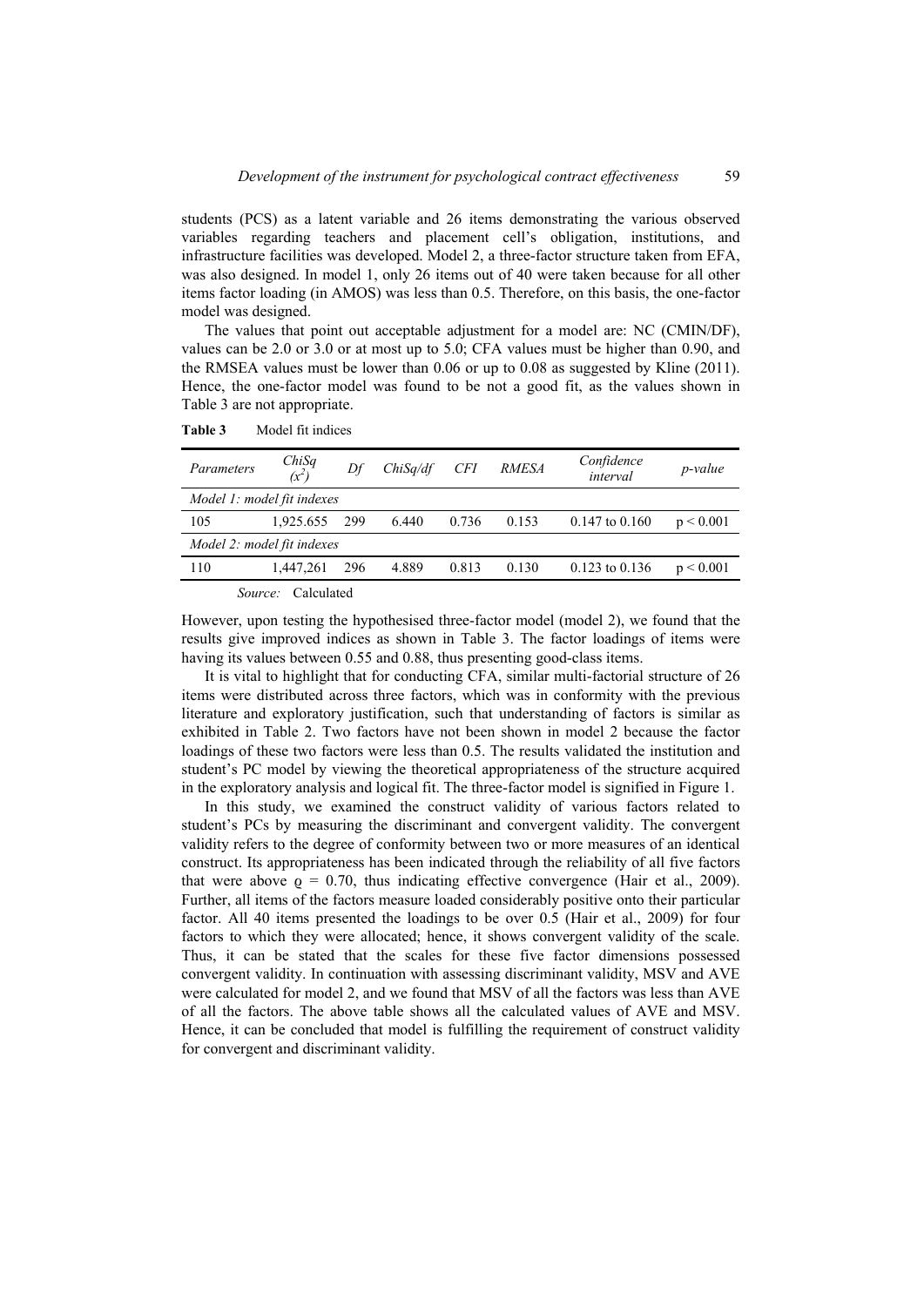students (PCS) as a latent variable and 26 items demonstrating the various observed variables regarding teachers and placement cell's obligation, institutions, and infrastructure facilities was developed. Model 2, a three-factor structure taken from EFA, was also designed. In model 1, only 26 items out of 40 were taken because for all other items factor loading (in AMOS) was less than 0.5. Therefore, on this basis, the one-factor model was designed.

The values that point out acceptable adjustment for a model are: NC (CMIN/DF), values can be 2.0 or 3.0 or at most up to 5.0; CFA values must be higher than 0.90, and the RMSEA values must be lower than 0.06 or up to 0.08 as suggested by Kline (2011). Hence, the one-factor model was found to be not a good fit, as the values shown in Table 3 are not appropriate.

**Table 3** Model fit indices

| *Parameters* | *ChiSq ($x^2$)* | *Df* | *ChiSq/df* | *CFI* | *RMESA* | *Confidence interval* | *p-value* |
|---|---|---|---|---|---|---|---|
| *Model 1: model fit indexes* | | | | | | | |
| 105 | 1,925.655 | 299 | 6.440 | 0.736 | 0.153 | 0.147 to 0.160 | $p < 0.001$ |
| *Model 2: model fit indexes* | | | | | | | |
| 110 | 1,447,261 | 296 | 4.889 | 0.813 | 0.130 | 0.123 to 0.136 | $p < 0.001$ |

*Source:* Calculated

However, upon testing the hypothesised three-factor model (model 2), we found that the results give improved indices as shown in Table 3. The factor loadings of items were having its values between 0.55 and 0.88, thus presenting good-class items.

It is vital to highlight that for conducting CFA, similar multi-factorial structure of 26 items were distributed across three factors, which was in conformity with the previous literature and exploratory justification, such that understanding of factors is similar as exhibited in Table 2. Two factors have not been shown in model 2 because the factor loadings of these two factors were less than 0.5. The results validated the institution and student's PC model by viewing the theoretical appropriateness of the structure acquired in the exploratory analysis and logical fit. The three-factor model is signified in Figure 1.

In this study, we examined the construct validity of various factors related to student's PCs by measuring the discriminant and convergent validity. The convergent validity refers to the degree of conformity between two or more measures of an identical construct. Its appropriateness has been indicated through the reliability of all five factors that were above $\varrho = 0.70$, thus indicating effective convergence (Hair et al., 2009). Further, all items of the factors measure loaded considerably positive onto their particular factor. All 40 items presented the loadings to be over 0.5 (Hair et al., 2009) for four factors to which they were allocated; hence, it shows convergent validity of the scale. Thus, it can be stated that the scales for these five factor dimensions possessed convergent validity. In continuation with assessing discriminant validity, MSV and AVE were calculated for model 2, and we found that MSV of all the factors was less than AVE of all the factors. The above table shows all the calculated values of AVE and MSV. Hence, it can be concluded that model is fulfilling the requirement of construct validity for convergent and discriminant validity.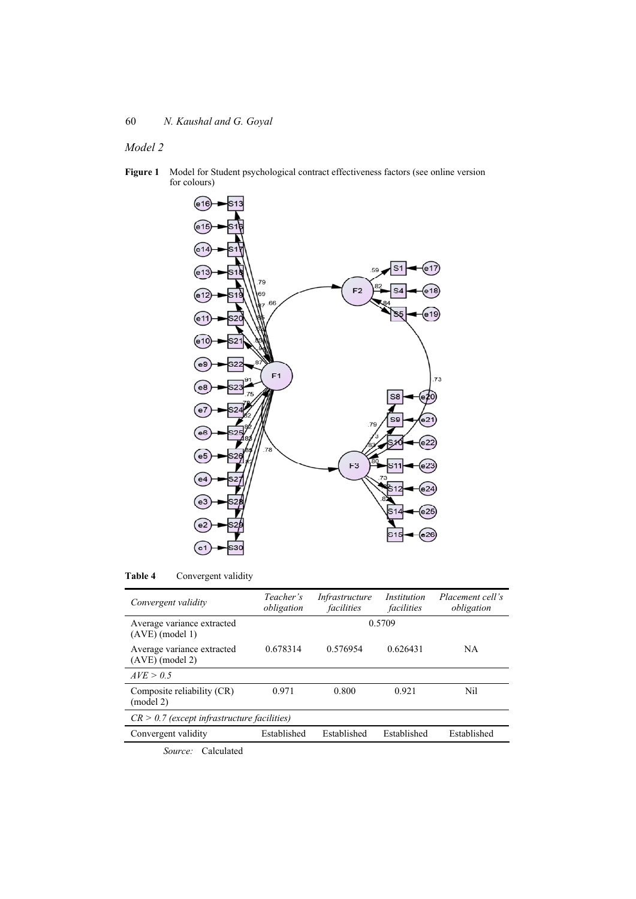*Model 2*

**Figure 1** Model for Student psychological contract effectiveness factors (see online version for colours)

**Table 4** Convergent validity

| *Convergent validity* | *Teacher's obligation* | *Infrastructure facilities* | *Institution facilities* | *Placement cell's obligation* |
|---|---|---|---|---|
| Average variance extracted (AVE) (model 1) | 0.5709 | | | |
| Average variance extracted (AVE) (model 2) | 0.678314 | 0.576954 | 0.626431 | NA |
| *AVE > 0.5* | | | | |
| Composite reliability (CR) (model 2) | 0.971 | 0.800 | 0.921 | Nil |
| *CR > 0.7 (except infrastructure facilities)* | | | | |
| Convergent validity | Established | Established | Established | Established |

*Source:* Calculated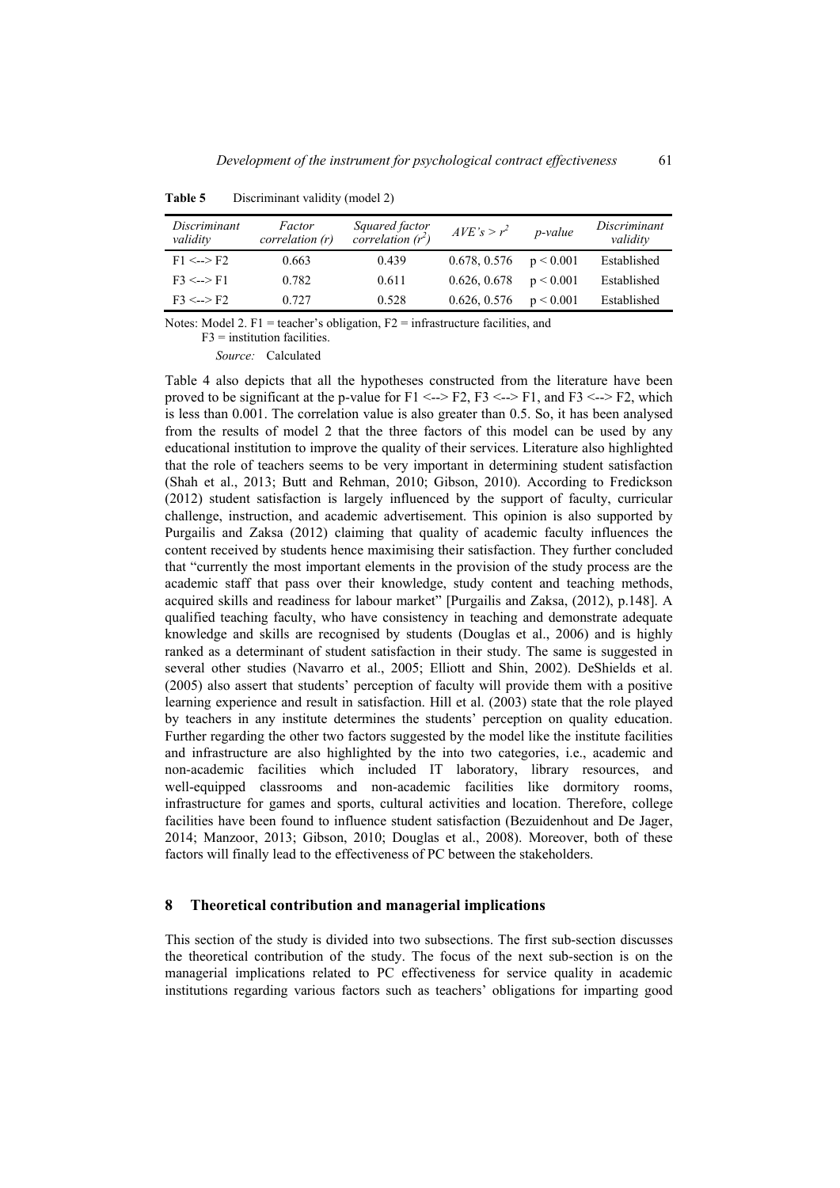**Table 5** Discriminant validity (model 2)

| *Discriminant validity* | *Factor correlation (r)* | *Squared factor correlation ($r^2$)* | *AVE's > $r^2$* | *p-value* | *Discriminant validity* |
|---|---|---|---|---|---|
| F1 <--> F2 | 0.663 | 0.439 | 0.678, 0.576 | $p < 0.001$ | Established |
| F3 <--> F1 | 0.782 | 0.611 | 0.626, 0.678 | $p < 0.001$ | Established |
| F3 <--> F2 | 0.727 | 0.528 | 0.626, 0.576 | $p < 0.001$ | Established |

Notes: Model 2. F1 = teacher's obligation, F2 = infrastructure facilities, and F3 = institution facilities.

*Source:* Calculated

Table 4 also depicts that all the hypotheses constructed from the literature have been proved to be significant at the p-value for F1 <--> F2, F3 <--> F1, and F3 <--> F2, which is less than 0.001. The correlation value is also greater than 0.5. So, it has been analysed from the results of model 2 that the three factors of this model can be used by any educational institution to improve the quality of their services. Literature also highlighted that the role of teachers seems to be very important in determining student satisfaction (Shah et al., 2013; Butt and Rehman, 2010; Gibson, 2010). According to Fredickson (2012) student satisfaction is largely influenced by the support of faculty, curricular challenge, instruction, and academic advertisement. This opinion is also supported by Purgailis and Zaksa (2012) claiming that quality of academic faculty influences the content received by students hence maximising their satisfaction. They further concluded that "currently the most important elements in the provision of the study process are the academic staff that pass over their knowledge, study content and teaching methods, acquired skills and readiness for labour market" [Purgailis and Zaksa, (2012), p.148]. A qualified teaching faculty, who have consistency in teaching and demonstrate adequate knowledge and skills are recognised by students (Douglas et al., 2006) and is highly ranked as a determinant of student satisfaction in their study. The same is suggested in several other studies (Navarro et al., 2005; Elliott and Shin, 2002). DeShields et al. (2005) also assert that students' perception of faculty will provide them with a positive learning experience and result in satisfaction. Hill et al. (2003) state that the role played by teachers in any institute determines the students' perception on quality education. Further regarding the other two factors suggested by the model like the institute facilities and infrastructure are also highlighted by the into two categories, i.e., academic and non-academic facilities which included IT laboratory, library resources, and well-equipped classrooms and non-academic facilities like dormitory rooms, infrastructure for games and sports, cultural activities and location. Therefore, college facilities have been found to influence student satisfaction (Bezuidenhout and De Jager, 2014; Manzoor, 2013; Gibson, 2010; Douglas et al., 2008). Moreover, both of these factors will finally lead to the effectiveness of PC between the stakeholders.

## 8 Theoretical contribution and managerial implications

This section of the study is divided into two subsections. The first sub-section discusses the theoretical contribution of the study. The focus of the next sub-section is on the managerial implications related to PC effectiveness for service quality in academic institutions regarding various factors such as teachers' obligations for imparting good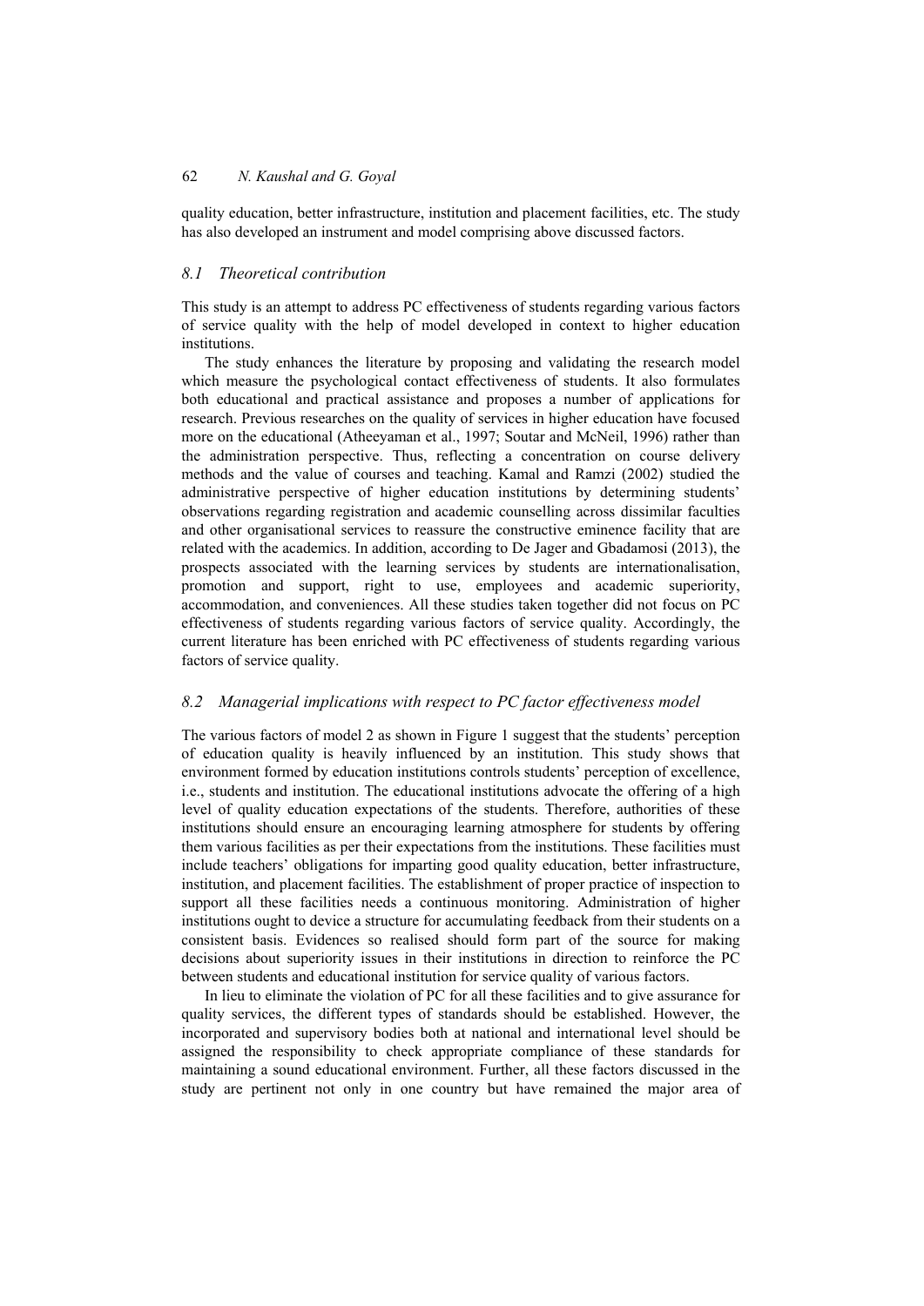quality education, better infrastructure, institution and placement facilities, etc. The study has also developed an instrument and model comprising above discussed factors.

### *8.1 Theoretical contribution*

This study is an attempt to address PC effectiveness of students regarding various factors of service quality with the help of model developed in context to higher education institutions.

The study enhances the literature by proposing and validating the research model which measure the psychological contact effectiveness of students. It also formulates both educational and practical assistance and proposes a number of applications for research. Previous researches on the quality of services in higher education have focused more on the educational (Atheeyaman et al., 1997; Soutar and McNeil, 1996) rather than the administration perspective. Thus, reflecting a concentration on course delivery methods and the value of courses and teaching. Kamal and Ramzi (2002) studied the administrative perspective of higher education institutions by determining students' observations regarding registration and academic counselling across dissimilar faculties and other organisational services to reassure the constructive eminence facility that are related with the academics. In addition, according to De Jager and Gbadamosi (2013), the prospects associated with the learning services by students are internationalisation, promotion and support, right to use, employees and academic superiority, accommodation, and conveniences. All these studies taken together did not focus on PC effectiveness of students regarding various factors of service quality. Accordingly, the current literature has been enriched with PC effectiveness of students regarding various factors of service quality.

### *8.2 Managerial implications with respect to PC factor effectiveness model*

The various factors of model 2 as shown in Figure 1 suggest that the students' perception of education quality is heavily influenced by an institution. This study shows that environment formed by education institutions controls students' perception of excellence, i.e., students and institution. The educational institutions advocate the offering of a high level of quality education expectations of the students. Therefore, authorities of these institutions should ensure an encouraging learning atmosphere for students by offering them various facilities as per their expectations from the institutions. These facilities must include teachers' obligations for imparting good quality education, better infrastructure, institution, and placement facilities. The establishment of proper practice of inspection to support all these facilities needs a continuous monitoring. Administration of higher institutions ought to device a structure for accumulating feedback from their students on a consistent basis. Evidences so realised should form part of the source for making decisions about superiority issues in their institutions in direction to reinforce the PC between students and educational institution for service quality of various factors.

In lieu to eliminate the violation of PC for all these facilities and to give assurance for quality services, the different types of standards should be established. However, the incorporated and supervisory bodies both at national and international level should be assigned the responsibility to check appropriate compliance of these standards for maintaining a sound educational environment. Further, all these factors discussed in the study are pertinent not only in one country but have remained the major area of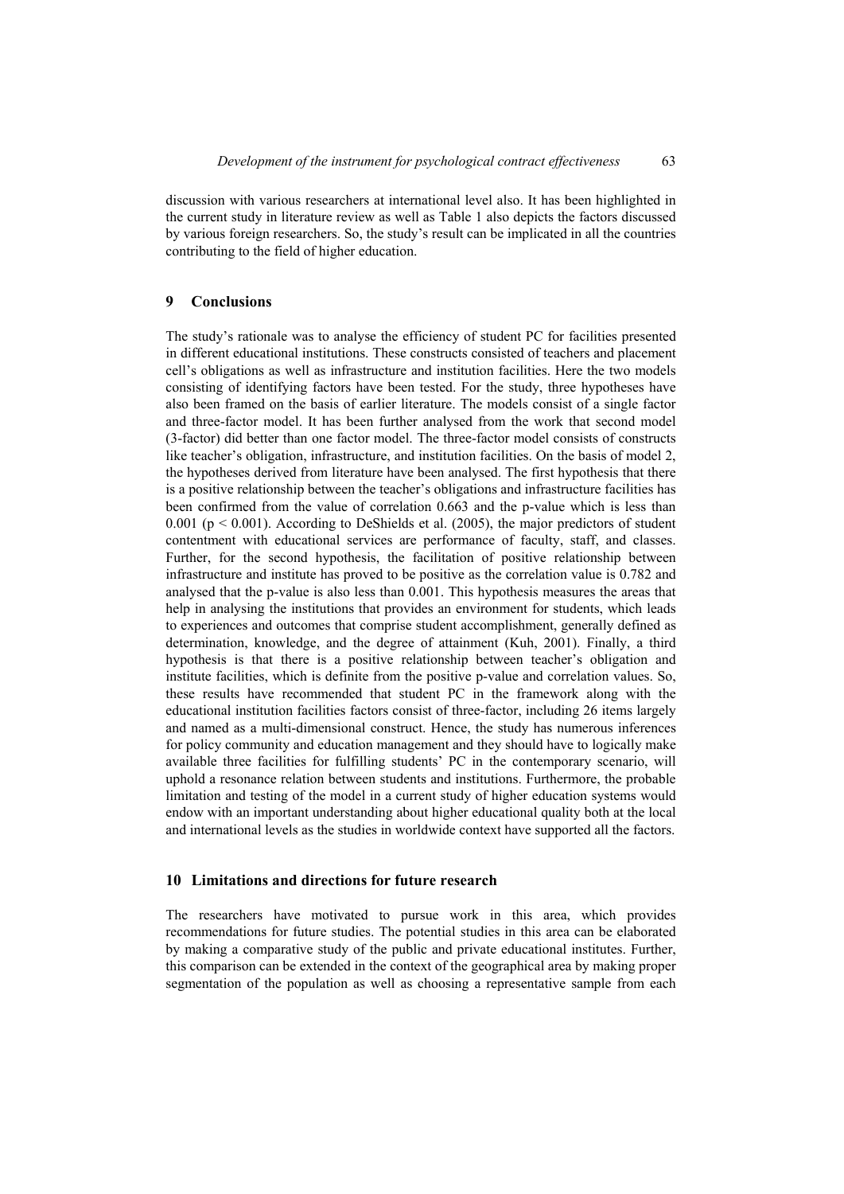discussion with various researchers at international level also. It has been highlighted in the current study in literature review as well as Table 1 also depicts the factors discussed by various foreign researchers. So, the study's result can be implicated in all the countries contributing to the field of higher education.

## 9 Conclusions

The study's rationale was to analyse the efficiency of student PC for facilities presented in different educational institutions. These constructs consisted of teachers and placement cell's obligations as well as infrastructure and institution facilities. Here the two models consisting of identifying factors have been tested. For the study, three hypotheses have also been framed on the basis of earlier literature. The models consist of a single factor and three-factor model. It has been further analysed from the work that second model (3-factor) did better than one factor model. The three-factor model consists of constructs like teacher's obligation, infrastructure, and institution facilities. On the basis of model 2, the hypotheses derived from literature have been analysed. The first hypothesis that there is a positive relationship between the teacher's obligations and infrastructure facilities has been confirmed from the value of correlation 0.663 and the p-value which is less than 0.001 ($p < 0.001$). According to DeShields et al. (2005), the major predictors of student contentment with educational services are performance of faculty, staff, and classes. Further, for the second hypothesis, the facilitation of positive relationship between infrastructure and institute has proved to be positive as the correlation value is 0.782 and analysed that the p-value is also less than 0.001. This hypothesis measures the areas that help in analysing the institutions that provides an environment for students, which leads to experiences and outcomes that comprise student accomplishment, generally defined as determination, knowledge, and the degree of attainment (Kuh, 2001). Finally, a third hypothesis is that there is a positive relationship between teacher's obligation and institute facilities, which is definite from the positive p-value and correlation values. So, these results have recommended that student PC in the framework along with the educational institution facilities factors consist of three-factor, including 26 items largely and named as a multi-dimensional construct. Hence, the study has numerous inferences for policy community and education management and they should have to logically make available three facilities for fulfilling students' PC in the contemporary scenario, will uphold a resonance relation between students and institutions. Furthermore, the probable limitation and testing of the model in a current study of higher education systems would endow with an important understanding about higher educational quality both at the local and international levels as the studies in worldwide context have supported all the factors.

## 10 Limitations and directions for future research

The researchers have motivated to pursue work in this area, which provides recommendations for future studies. The potential studies in this area can be elaborated by making a comparative study of the public and private educational institutes. Further, this comparison can be extended in the context of the geographical area by making proper segmentation of the population as well as choosing a representative sample from each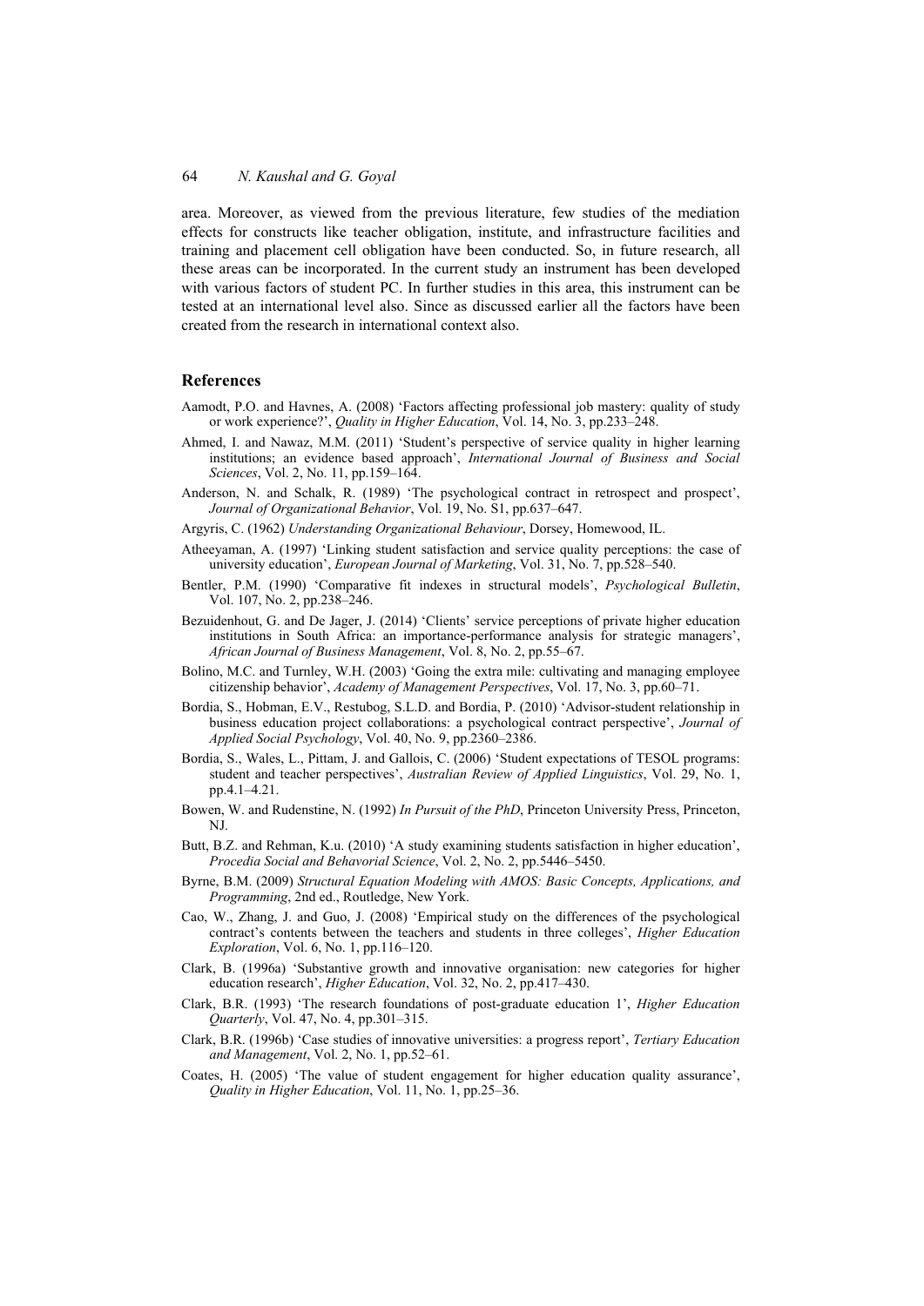area. Moreover, as viewed from the previous literature, few studies of the mediation effects for constructs like teacher obligation, institute, and infrastructure facilities and training and placement cell obligation have been conducted. So, in future research, all these areas can be incorporated. In the current study an instrument has been developed with various factors of student PC. In further studies in this area, this instrument can be tested at an international level also. Since as discussed earlier all the factors have been created from the research in international context also.

## References

Aamodt, P.O. and Havnes, A. (2008) 'Factors affecting professional job mastery: quality of study or work experience?', *Quality in Higher Education*, Vol. 14, No. 3, pp.233–248.

Ahmed, I. and Nawaz, M.M. (2011) 'Student's perspective of service quality in higher learning institutions; an evidence based approach', *International Journal of Business and Social Sciences*, Vol. 2, No. 11, pp.159–164.

Anderson, N. and Schalk, R. (1989) 'The psychological contract in retrospect and prospect', *Journal of Organizational Behavior*, Vol. 19, No. S1, pp.637–647.

Argyris, C. (1962) *Understanding Organizational Behaviour*, Dorsey, Homewood, IL.

Atheeyaman, A. (1997) 'Linking student satisfaction and service quality perceptions: the case of university education', *European Journal of Marketing*, Vol. 31, No. 7, pp.528–540.

Bentler, P.M. (1990) 'Comparative fit indexes in structural models', *Psychological Bulletin*, Vol. 107, No. 2, pp.238–246.

Bezuidenhout, G. and De Jager, J. (2014) 'Clients' service perceptions of private higher education institutions in South Africa: an importance-performance analysis for strategic managers', *African Journal of Business Management*, Vol. 8, No. 2, pp.55–67.

Bolino, M.C. and Turnley, W.H. (2003) 'Going the extra mile: cultivating and managing employee citizenship behavior', *Academy of Management Perspectives*, Vol. 17, No. 3, pp.60–71.

Bordia, S., Hobman, E.V., Restubog, S.L.D. and Bordia, P. (2010) 'Advisor-student relationship in business education project collaborations: a psychological contract perspective', *Journal of Applied Social Psychology*, Vol. 40, No. 9, pp.2360–2386.

Bordia, S., Wales, L., Pittam, J. and Gallois, C. (2006) 'Student expectations of TESOL programs: student and teacher perspectives', *Australian Review of Applied Linguistics*, Vol. 29, No. 1, pp.4.1–4.21.

Bowen, W. and Rudenstine, N. (1992) *In Pursuit of the PhD*, Princeton University Press, Princeton, NJ.

Butt, B.Z. and Rehman, K.u. (2010) 'A study examining students satisfaction in higher education', *Procedia Social and Behavorial Science*, Vol. 2, No. 2, pp.5446–5450.

Byrne, B.M. (2009) *Structural Equation Modeling with AMOS: Basic Concepts, Applications, and Programming*, 2nd ed., Routledge, New York.

Cao, W., Zhang, J. and Guo, J. (2008) 'Empirical study on the differences of the psychological contract's contents between the teachers and students in three colleges', *Higher Education Exploration*, Vol. 6, No. 1, pp.116–120.

Clark, B. (1996a) 'Substantive growth and innovative organisation: new categories for higher education research', *Higher Education*, Vol. 32, No. 2, pp.417–430.

Clark, B.R. (1993) 'The research foundations of post-graduate education 1', *Higher Education Quarterly*, Vol. 47, No. 4, pp.301–315.

Clark, B.R. (1996b) 'Case studies of innovative universities: a progress report', *Tertiary Education and Management*, Vol. 2, No. 1, pp.52–61.

Coates, H. (2005) 'The value of student engagement for higher education quality assurance', *Quality in Higher Education*, Vol. 11, No. 1, pp.25–36.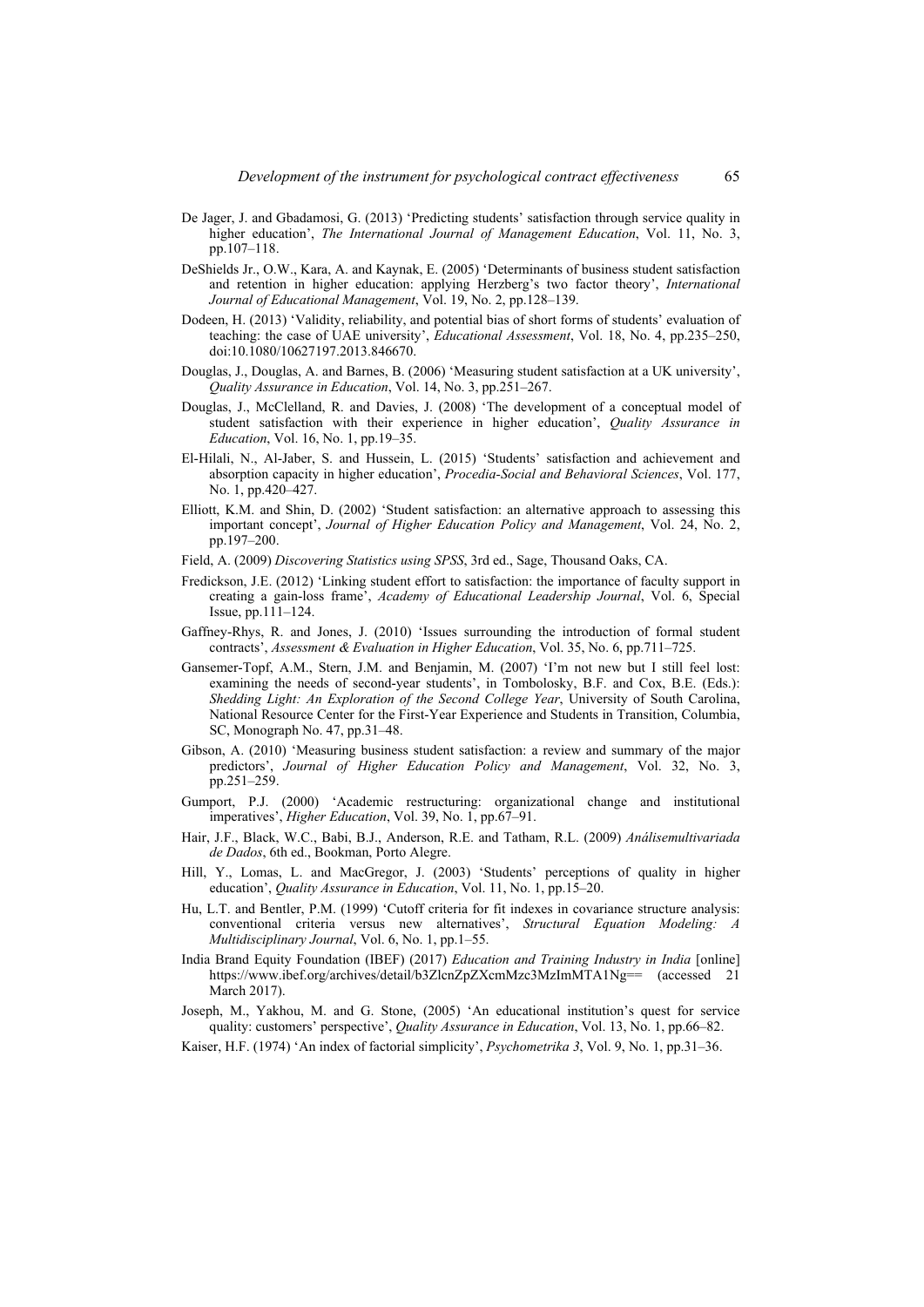De Jager, J. and Gbadamosi, G. (2013) 'Predicting students' satisfaction through service quality in higher education', *The International Journal of Management Education*, Vol. 11, No. 3, pp.107–118.

DeShields Jr., O.W., Kara, A. and Kaynak, E. (2005) 'Determinants of business student satisfaction and retention in higher education: applying Herzberg's two factor theory', *International Journal of Educational Management*, Vol. 19, No. 2, pp.128–139.

Dodeen, H. (2013) 'Validity, reliability, and potential bias of short forms of students' evaluation of teaching: the case of UAE university', *Educational Assessment*, Vol. 18, No. 4, pp.235–250, doi:10.1080/10627197.2013.846670.

Douglas, J., Douglas, A. and Barnes, B. (2006) 'Measuring student satisfaction at a UK university', *Quality Assurance in Education*, Vol. 14, No. 3, pp.251–267.

Douglas, J., McClelland, R. and Davies, J. (2008) 'The development of a conceptual model of student satisfaction with their experience in higher education', *Quality Assurance in Education*, Vol. 16, No. 1, pp.19–35.

El-Hilali, N., Al-Jaber, S. and Hussein, L. (2015) 'Students' satisfaction and achievement and absorption capacity in higher education', *Procedia-Social and Behavioral Sciences*, Vol. 177, No. 1, pp.420–427.

Elliott, K.M. and Shin, D. (2002) 'Student satisfaction: an alternative approach to assessing this important concept', *Journal of Higher Education Policy and Management*, Vol. 24, No. 2, pp.197–200.

Field, A. (2009) *Discovering Statistics using SPSS*, 3rd ed., Sage, Thousand Oaks, CA.

Fredickson, J.E. (2012) 'Linking student effort to satisfaction: the importance of faculty support in creating a gain-loss frame', *Academy of Educational Leadership Journal*, Vol. 6, Special Issue, pp.111–124.

Gaffney-Rhys, R. and Jones, J. (2010) 'Issues surrounding the introduction of formal student contracts', *Assessment & Evaluation in Higher Education*, Vol. 35, No. 6, pp.711–725.

Gansemer-Topf, A.M., Stern, J.M. and Benjamin, M. (2007) 'I'm not new but I still feel lost: examining the needs of second-year students', in Tombolosky, B.F. and Cox, B.E. (Eds.): *Shedding Light: An Exploration of the Second College Year*, University of South Carolina, National Resource Center for the First-Year Experience and Students in Transition, Columbia, SC, Monograph No. 47, pp.31–48.

Gibson, A. (2010) 'Measuring business student satisfaction: a review and summary of the major predictors', *Journal of Higher Education Policy and Management*, Vol. 32, No. 3, pp.251–259.

Gumport, P.J. (2000) 'Academic restructuring: organizational change and institutional imperatives', *Higher Education*, Vol. 39, No. 1, pp.67–91.

Hair, J.F., Black, W.C., Babi, B.J., Anderson, R.E. and Tatham, R.L. (2009) *Análisemultivariada de Dados*, 6th ed., Bookman, Porto Alegre.

Hill, Y., Lomas, L. and MacGregor, J. (2003) 'Students' perceptions of quality in higher education', *Quality Assurance in Education*, Vol. 11, No. 1, pp.15–20.

Hu, L.T. and Bentler, P.M. (1999) 'Cutoff criteria for fit indexes in covariance structure analysis: conventional criteria versus new alternatives', *Structural Equation Modeling: A Multidisciplinary Journal*, Vol. 6, No. 1, pp.1–55.

India Brand Equity Foundation (IBEF) (2017) *Education and Training Industry in India* [online] https://www.ibef.org/archives/detail/b3ZlcnZpZXcmMzc3MzImMTA1Ng== (accessed 21 March 2017).

Joseph, M., Yakhou, M. and G. Stone, (2005) 'An educational institution's quest for service quality: customers' perspective', *Quality Assurance in Education*, Vol. 13, No. 1, pp.66–82.

Kaiser, H.F. (1974) 'An index of factorial simplicity', *Psychometrika 3*, Vol. 9, No. 1, pp.31–36.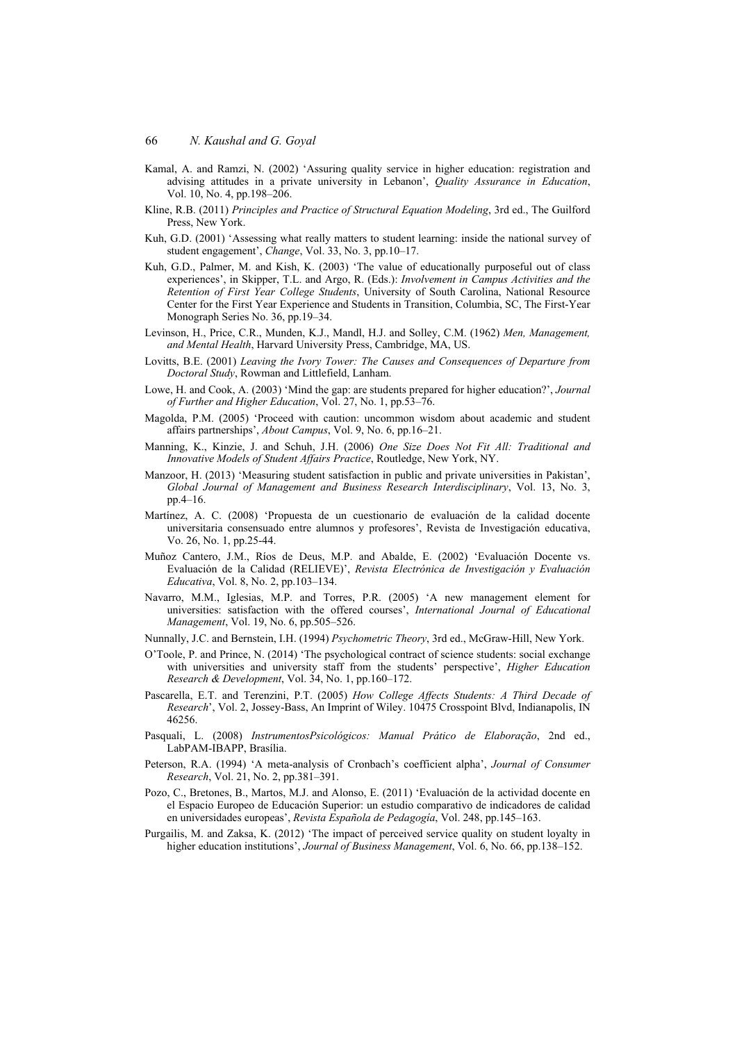Kamal, A. and Ramzi, N. (2002) 'Assuring quality service in higher education: registration and advising attitudes in a private university in Lebanon', *Quality Assurance in Education*, Vol. 10, No. 4, pp.198–206.

Kline, R.B. (2011) *Principles and Practice of Structural Equation Modeling*, 3rd ed., The Guilford Press, New York.

Kuh, G.D. (2001) 'Assessing what really matters to student learning: inside the national survey of student engagement', *Change*, Vol. 33, No. 3, pp.10–17.

Kuh, G.D., Palmer, M. and Kish, K. (2003) 'The value of educationally purposeful out of class experiences', in Skipper, T.L. and Argo, R. (Eds.): *Involvement in Campus Activities and the Retention of First Year College Students*, University of South Carolina, National Resource Center for the First Year Experience and Students in Transition, Columbia, SC, The First-Year Monograph Series No. 36, pp.19–34.

Levinson, H., Price, C.R., Munden, K.J., Mandl, H.J. and Solley, C.M. (1962) *Men, Management, and Mental Health*, Harvard University Press, Cambridge, MA, US.

Lovitts, B.E. (2001) *Leaving the Ivory Tower: The Causes and Consequences of Departure from Doctoral Study*, Rowman and Littlefield, Lanham.

Lowe, H. and Cook, A. (2003) 'Mind the gap: are students prepared for higher education?', *Journal of Further and Higher Education*, Vol. 27, No. 1, pp.53–76.

Magolda, P.M. (2005) 'Proceed with caution: uncommon wisdom about academic and student affairs partnerships', *About Campus*, Vol. 9, No. 6, pp.16–21.

Manning, K., Kinzie, J. and Schuh, J.H. (2006) *One Size Does Not Fit All: Traditional and Innovative Models of Student Affairs Practice*, Routledge, New York, NY.

Manzoor, H. (2013) 'Measuring student satisfaction in public and private universities in Pakistan', *Global Journal of Management and Business Research Interdisciplinary*, Vol. 13, No. 3, pp.4–16.

Martínez, A. C. (2008) 'Propuesta de un cuestionario de evaluación de la calidad docente universitaria consensuado entre alumnos y profesores', Revista de Investigación educativa, Vo. 26, No. 1, pp.25-44.

Muñoz Cantero, J.M., Ríos de Deus, M.P. and Abalde, E. (2002) 'Evaluación Docente vs. Evaluación de la Calidad (RELIEVE)', *Revista Electrónica de Investigación y Evaluación Educativa*, Vol. 8, No. 2, pp.103–134.

Navarro, M.M., Iglesias, M.P. and Torres, P.R. (2005) 'A new management element for universities: satisfaction with the offered courses', *International Journal of Educational Management*, Vol. 19, No. 6, pp.505–526.

Nunnally, J.C. and Bernstein, I.H. (1994) *Psychometric Theory*, 3rd ed., McGraw-Hill, New York.

O'Toole, P. and Prince, N. (2014) 'The psychological contract of science students: social exchange with universities and university staff from the students' perspective', *Higher Education Research & Development*, Vol. 34, No. 1, pp.160–172.

Pascarella, E.T. and Terenzini, P.T. (2005) *How College Affects Students: A Third Decade of Research*', Vol. 2, Jossey-Bass, An Imprint of Wiley. 10475 Crosspoint Blvd, Indianapolis, IN 46256.

Pasquali, L. (2008) *InstrumentosPsicológicos: Manual Prático de Elaboração*, 2nd ed., LabPAM-IBAPP, Brasília.

Peterson, R.A. (1994) 'A meta-analysis of Cronbach's coefficient alpha', *Journal of Consumer Research*, Vol. 21, No. 2, pp.381–391.

Pozo, C., Bretones, B., Martos, M.J. and Alonso, E. (2011) 'Evaluación de la actividad docente en el Espacio Europeo de Educación Superior: un estudio comparativo de indicadores de calidad en universidades europeas', *Revista Española de Pedagogía*, Vol. 248, pp.145–163.

Purgailis, M. and Zaksa, K. (2012) 'The impact of perceived service quality on student loyalty in higher education institutions', *Journal of Business Management*, Vol. 6, No. 66, pp.138–152.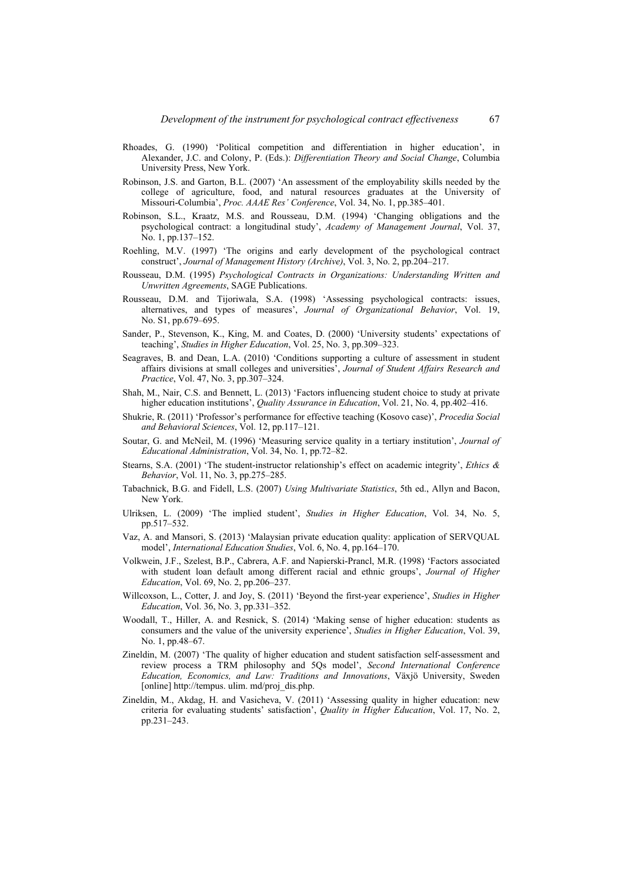Rhoades, G. (1990) 'Political competition and differentiation in higher education', in Alexander, J.C. and Colony, P. (Eds.): *Differentiation Theory and Social Change*, Columbia University Press, New York.

Robinson, J.S. and Garton, B.L. (2007) 'An assessment of the employability skills needed by the college of agriculture, food, and natural resources graduates at the University of Missouri-Columbia', *Proc. AAAE Res' Conference*, Vol. 34, No. 1, pp.385–401.

Robinson, S.L., Kraatz, M.S. and Rousseau, D.M. (1994) 'Changing obligations and the psychological contract: a longitudinal study', *Academy of Management Journal*, Vol. 37, No. 1, pp.137–152.

Roehling, M.V. (1997) 'The origins and early development of the psychological contract construct', *Journal of Management History (Archive)*, Vol. 3, No. 2, pp.204–217.

Rousseau, D.M. (1995) *Psychological Contracts in Organizations: Understanding Written and Unwritten Agreements*, SAGE Publications.

Rousseau, D.M. and Tijoriwala, S.A. (1998) 'Assessing psychological contracts: issues, alternatives, and types of measures', *Journal of Organizational Behavior*, Vol. 19, No. S1, pp.679–695.

Sander, P., Stevenson, K., King, M. and Coates, D. (2000) 'University students' expectations of teaching', *Studies in Higher Education*, Vol. 25, No. 3, pp.309–323.

Seagraves, B. and Dean, L.A. (2010) 'Conditions supporting a culture of assessment in student affairs divisions at small colleges and universities', *Journal of Student Affairs Research and Practice*, Vol. 47, No. 3, pp.307–324.

Shah, M., Nair, C.S. and Bennett, L. (2013) 'Factors influencing student choice to study at private higher education institutions', *Quality Assurance in Education*, Vol. 21, No. 4, pp.402–416.

Shukrie, R. (2011) 'Professor's performance for effective teaching (Kosovo case)', *Procedia Social and Behavioral Sciences*, Vol. 12, pp.117–121.

Soutar, G. and McNeil, M. (1996) 'Measuring service quality in a tertiary institution', *Journal of Educational Administration*, Vol. 34, No. 1, pp.72–82.

Stearns, S.A. (2001) 'The student-instructor relationship's effect on academic integrity', *Ethics & Behavior*, Vol. 11, No. 3, pp.275–285.

Tabachnick, B.G. and Fidell, L.S. (2007) *Using Multivariate Statistics*, 5th ed., Allyn and Bacon, New York.

Ulriksen, L. (2009) 'The implied student', *Studies in Higher Education*, Vol. 34, No. 5, pp.517–532.

Vaz, A. and Mansori, S. (2013) 'Malaysian private education quality: application of SERVQUAL model', *International Education Studies*, Vol. 6, No. 4, pp.164–170.

Volkwein, J.F., Szelest, B.P., Cabrera, A.F. and Napierski-Prancl, M.R. (1998) 'Factors associated with student loan default among different racial and ethnic groups', *Journal of Higher Education*, Vol. 69, No. 2, pp.206–237.

Willcoxson, L., Cotter, J. and Joy, S. (2011) 'Beyond the first-year experience', *Studies in Higher Education*, Vol. 36, No. 3, pp.331–352.

Woodall, T., Hiller, A. and Resnick, S. (2014) 'Making sense of higher education: students as consumers and the value of the university experience', *Studies in Higher Education*, Vol. 39, No. 1, pp.48–67.

Zineldin, M. (2007) 'The quality of higher education and student satisfaction self-assessment and review process a TRM philosophy and 5Qs model', *Second International Conference Education, Economics, and Law: Traditions and Innovations*, Växjö University, Sweden [online] http://tempus. ulim. md/proj_dis.php.

Zineldin, M., Akdag, H. and Vasicheva, V. (2011) 'Assessing quality in higher education: new criteria for evaluating students' satisfaction', *Quality in Higher Education*, Vol. 17, No. 2, pp.231–243.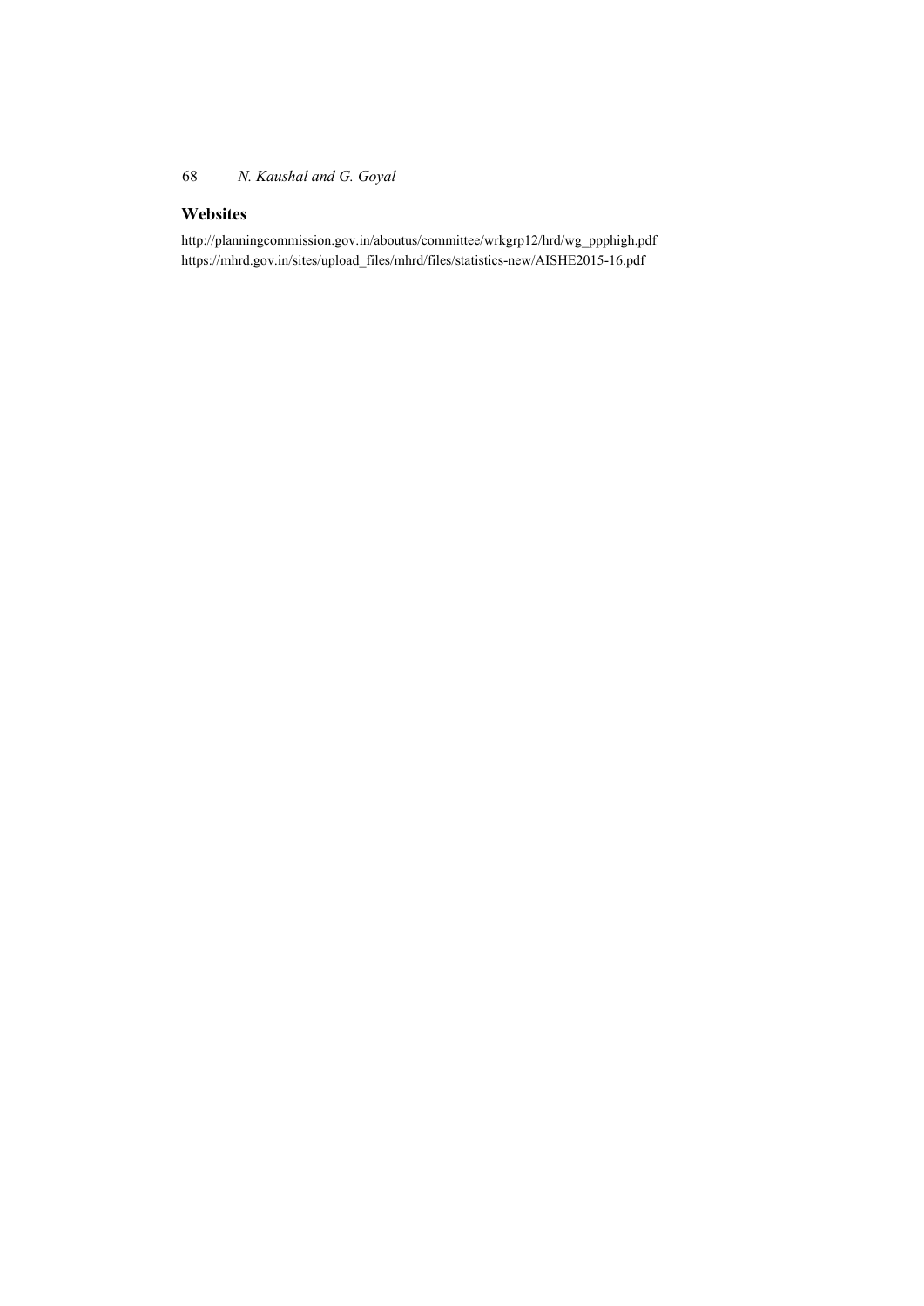## Websites

http://planningcommission.gov.in/aboutus/committee/wrkgrp12/hrd/wg_ppphigh.pdf
https://mhrd.gov.in/sites/upload_files/mhrd/files/statistics-new/AISHE2015-16.pdf